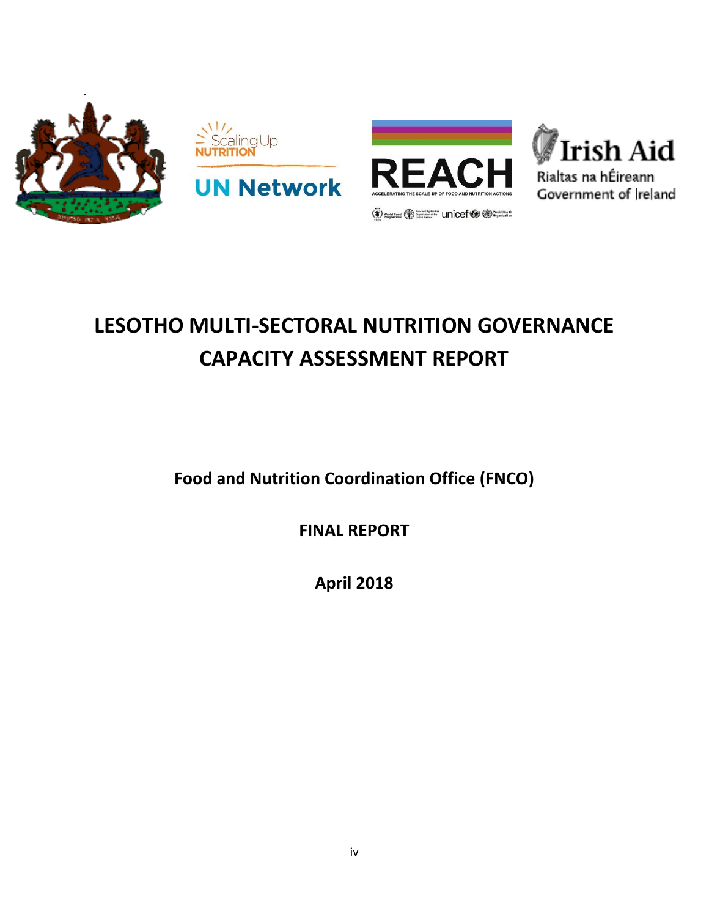# LESOTHO MULTI-SECTORAL NUTRITION GOVERNANCE CAPACITY ASSESSMENT REPORT

**Food and Nutrition Coordination Office (FNCO)**

**FINAL REPORT**

**April 2018**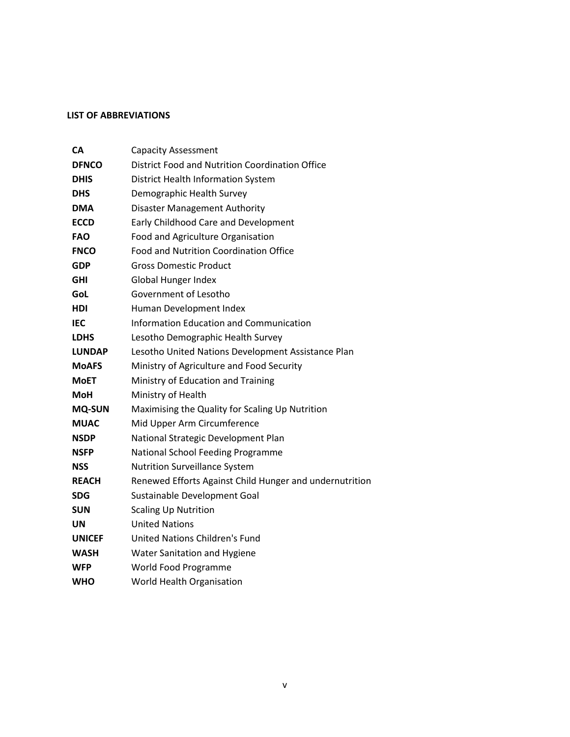### LIST OF ABBREVIATIONS

| | |
|---|---|
| **CA** | Capacity Assessment |
| **DFNCO** | District Food and Nutrition Coordination Office |
| **DHIS** | District Health Information System |
| **DHS** | Demographic Health Survey |
| **DMA** | Disaster Management Authority |
| **ECCD** | Early Childhood Care and Development |
| **FAO** | Food and Agriculture Organisation |
| **FNCO** | Food and Nutrition Coordination Office |
| **GDP** | Gross Domestic Product |
| **GHI** | Global Hunger Index |
| **GoL** | Government of Lesotho |
| **HDI** | Human Development Index |
| **IEC** | Information Education and Communication |
| **LDHS** | Lesotho Demographic Health Survey |
| **LUNDAP** | Lesotho United Nations Development Assistance Plan |
| **MoAFS** | Ministry of Agriculture and Food Security |
| **MoET** | Ministry of Education and Training |
| **MoH** | Ministry of Health |
| **MQ-SUN** | Maximising the Quality for Scaling Up Nutrition |
| **MUAC** | Mid Upper Arm Circumference |
| **NSDP** | National Strategic Development Plan |
| **NSFP** | National School Feeding Programme |
| **NSS** | Nutrition Surveillance System |
| **REACH** | Renewed Efforts Against Child Hunger and undernutrition |
| **SDG** | Sustainable Development Goal |
| **SUN** | Scaling Up Nutrition |
| **UN** | United Nations |
| **UNICEF** | United Nations Children's Fund |
| **WASH** | Water Sanitation and Hygiene |
| **WFP** | World Food Programme |
| **WHO** | World Health Organisation |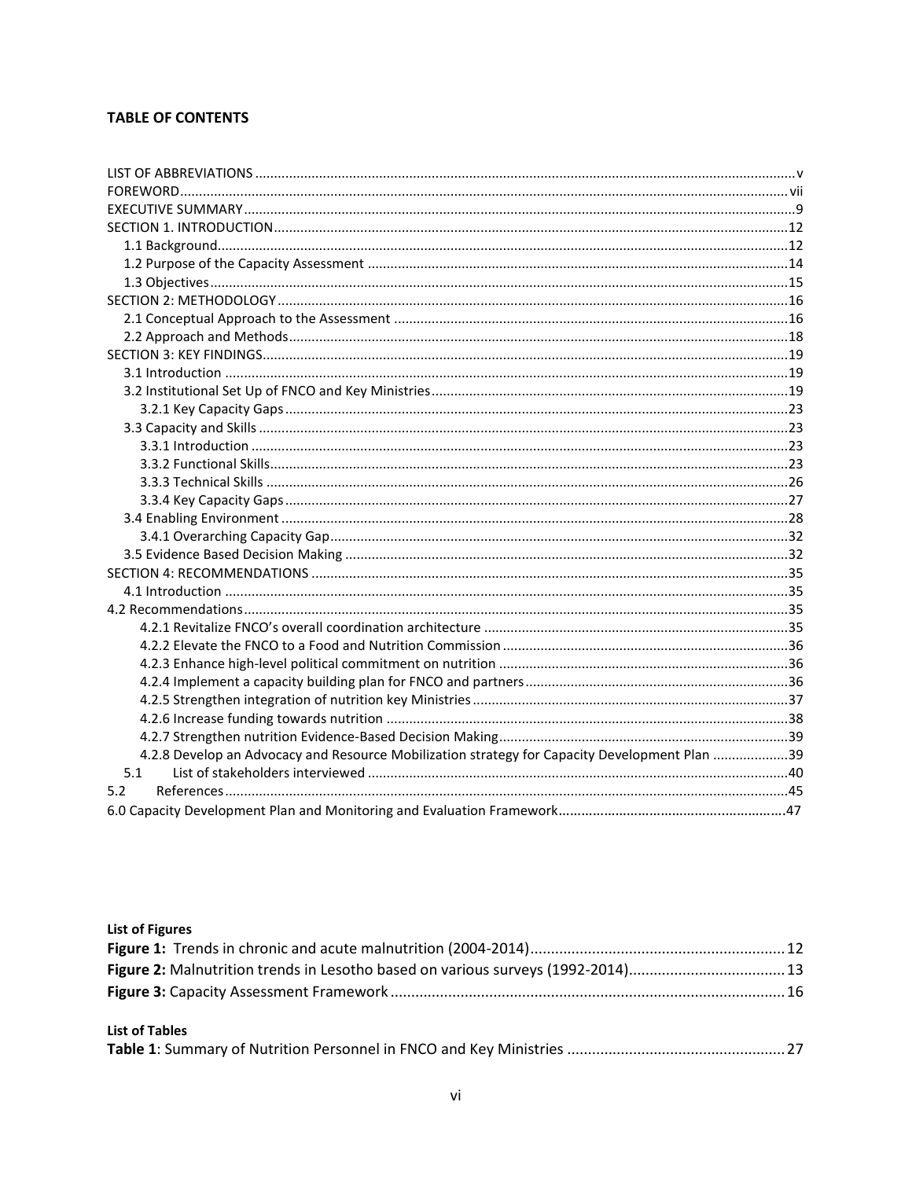**TABLE OF CONTENTS**

LIST OF ABBREVIATIONS ..... v
FOREWORD ..... vii
EXECUTIVE SUMMARY ..... 9
SECTION 1. INTRODUCTION ..... 12
- 1.1 Background ..... 12
- 1.2 Purpose of the Capacity Assessment ..... 14
- 1.3 Objectives ..... 15

SECTION 2: METHODOLOGY ..... 16
- 2.1 Conceptual Approach to the Assessment ..... 16
- 2.2 Approach and Methods ..... 18

SECTION 3: KEY FINDINGS ..... 19
- 3.1 Introduction ..... 19
- 3.2 Institutional Set Up of FNCO and Key Ministries ..... 19
  - 3.2.1 Key Capacity Gaps ..... 23
- 3.3 Capacity and Skills ..... 23
  - 3.3.1 Introduction ..... 23
  - 3.3.2 Functional Skills ..... 23
  - 3.3.3 Technical Skills ..... 26
  - 3.3.4 Key Capacity Gaps ..... 27
- 3.4 Enabling Environment ..... 28
  - 3.4.1 Overarching Capacity Gap ..... 32
- 3.5 Evidence Based Decision Making ..... 32

SECTION 4: RECOMMENDATIONS ..... 35
- 4.1 Introduction ..... 35

4.2 Recommendations ..... 35
- 4.2.1 Revitalize FNCO's overall coordination architecture ..... 35
- 4.2.2 Elevate the FNCO to a Food and Nutrition Commission ..... 36
- 4.2.3 Enhance high-level political commitment on nutrition ..... 36
- 4.2.4 Implement a capacity building plan for FNCO and partners ..... 36
- 4.2.5 Strengthen integration of nutrition key Ministries ..... 37
- 4.2.6 Increase funding towards nutrition ..... 38
- 4.2.7 Strengthen nutrition Evidence-Based Decision Making ..... 39
- 4.2.8 Develop an Advocacy and Resource Mobilization strategy for Capacity Development Plan ..... 39
- 5.1 List of stakeholders interviewed ..... 40

5.2 References ..... 45

6.0 Capacity Development Plan and Monitoring and Evaluation Framework ..... 47

**List of Figures**

**Figure 1:** Trends in chronic and acute malnutrition (2004-2014) ..... 12

**Figure 2:** Malnutrition trends in Lesotho based on various surveys (1992-2014) ..... 13

**Figure 3:** Capacity Assessment Framework ..... 16

**List of Tables**

**Table 1**: Summary of Nutrition Personnel in FNCO and Key Ministries ..... 27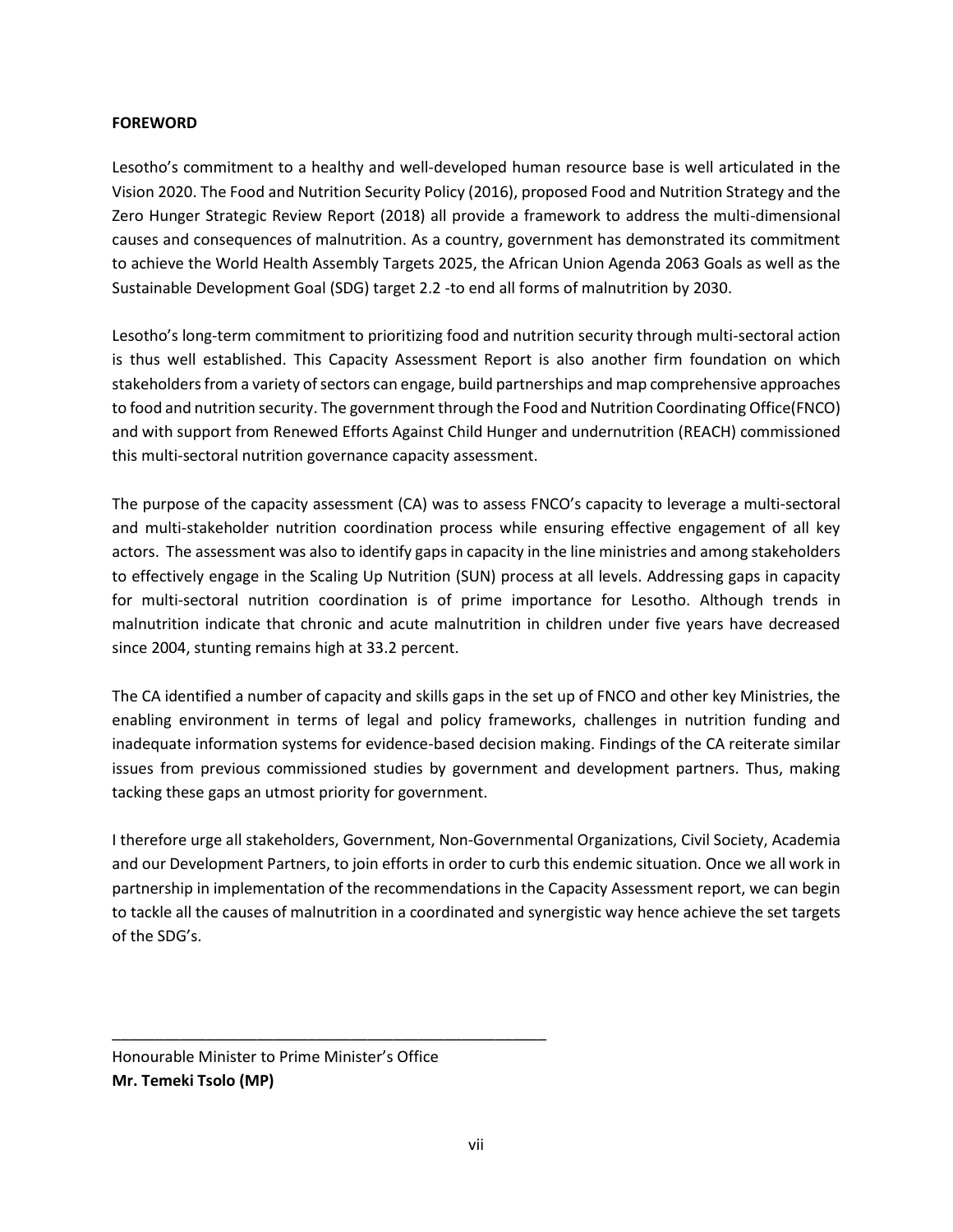**FOREWORD**

Lesotho's commitment to a healthy and well-developed human resource base is well articulated in the Vision 2020. The Food and Nutrition Security Policy (2016), proposed Food and Nutrition Strategy and the Zero Hunger Strategic Review Report (2018) all provide a framework to address the multi-dimensional causes and consequences of malnutrition. As a country, government has demonstrated its commitment to achieve the World Health Assembly Targets 2025, the African Union Agenda 2063 Goals as well as the Sustainable Development Goal (SDG) target 2.2 -to end all forms of malnutrition by 2030.

Lesotho's long-term commitment to prioritizing food and nutrition security through multi-sectoral action is thus well established. This Capacity Assessment Report is also another firm foundation on which stakeholders from a variety of sectors can engage, build partnerships and map comprehensive approaches to food and nutrition security. The government through the Food and Nutrition Coordinating Office(FNCO) and with support from Renewed Efforts Against Child Hunger and undernutrition (REACH) commissioned this multi-sectoral nutrition governance capacity assessment.

The purpose of the capacity assessment (CA) was to assess FNCO's capacity to leverage a multi-sectoral and multi-stakeholder nutrition coordination process while ensuring effective engagement of all key actors. The assessment was also to identify gaps in capacity in the line ministries and among stakeholders to effectively engage in the Scaling Up Nutrition (SUN) process at all levels. Addressing gaps in capacity for multi-sectoral nutrition coordination is of prime importance for Lesotho. Although trends in malnutrition indicate that chronic and acute malnutrition in children under five years have decreased since 2004, stunting remains high at 33.2 percent.

The CA identified a number of capacity and skills gaps in the set up of FNCO and other key Ministries, the enabling environment in terms of legal and policy frameworks, challenges in nutrition funding and inadequate information systems for evidence-based decision making. Findings of the CA reiterate similar issues from previous commissioned studies by government and development partners. Thus, making tacking these gaps an utmost priority for government.

I therefore urge all stakeholders, Government, Non-Governmental Organizations, Civil Society, Academia and our Development Partners, to join efforts in order to curb this endemic situation. Once we all work in partnership in implementation of the recommendations in the Capacity Assessment report, we can begin to tackle all the causes of malnutrition in a coordinated and synergistic way hence achieve the set targets of the SDG's.

\_\_\_\_\_\_\_\_\_\_\_\_\_\_\_\_\_\_\_\_\_\_\_\_\_\_\_\_\_\_\_\_\_\_\_\_\_\_\_\_\_\_\_\_\_\_\_\_\_\_\_\_

Honourable Minister to Prime Minister's Office
**Mr. Temeki Tsolo (MP)**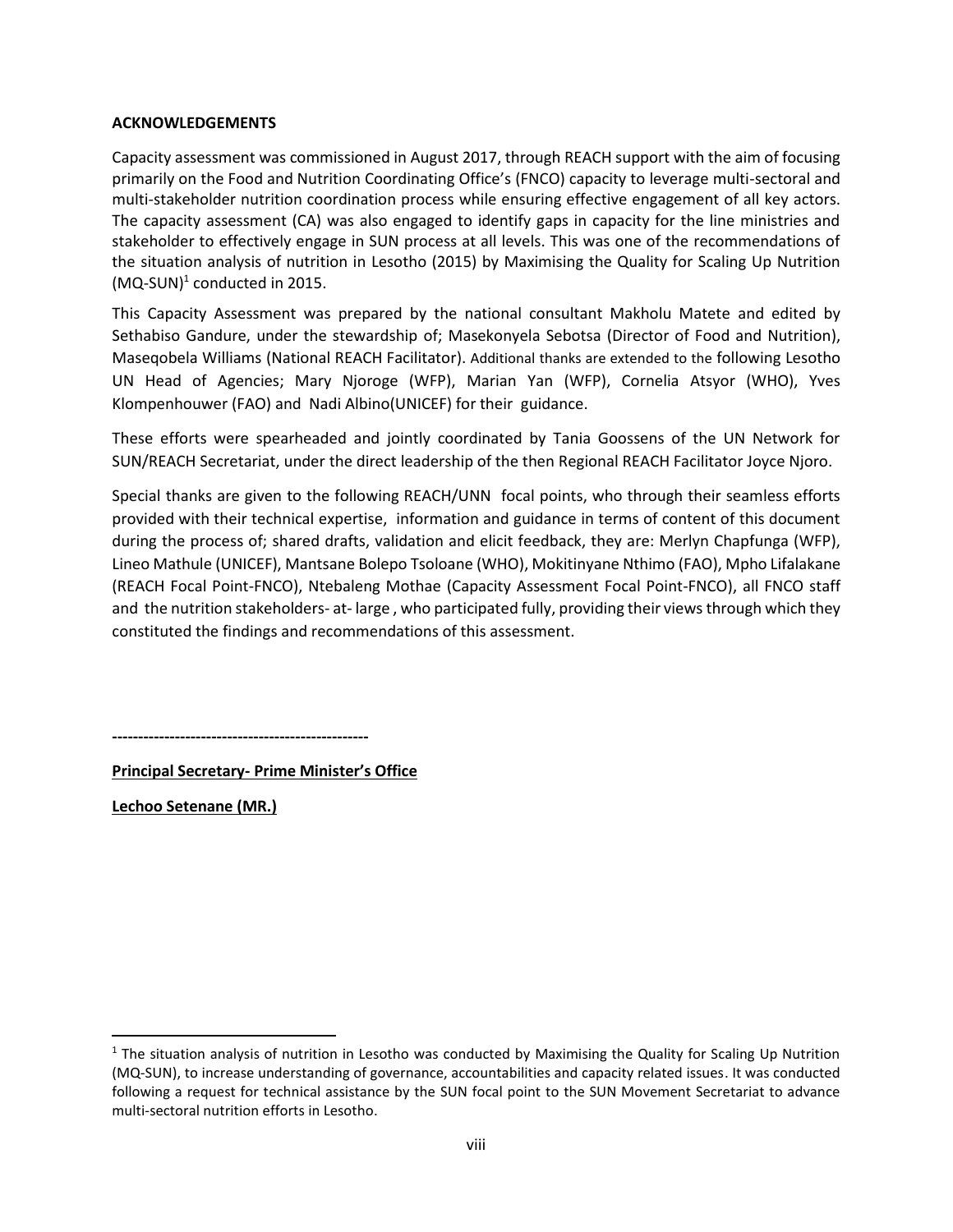**ACKNOWLEDGEMENTS**

Capacity assessment was commissioned in August 2017, through REACH support with the aim of focusing primarily on the Food and Nutrition Coordinating Office's (FNCO) capacity to leverage multi-sectoral and multi-stakeholder nutrition coordination process while ensuring effective engagement of all key actors. The capacity assessment (CA) was also engaged to identify gaps in capacity for the line ministries and stakeholder to effectively engage in SUN process at all levels. This was one of the recommendations of the situation analysis of nutrition in Lesotho (2015) by Maximising the Quality for Scaling Up Nutrition (MQ-SUN)[1] conducted in 2015.

This Capacity Assessment was prepared by the national consultant Makholu Matete and edited by Sethabiso Gandure, under the stewardship of; Masekonyela Sebotsa (Director of Food and Nutrition), Maseqobela Williams (National REACH Facilitator). Additional thanks are extended to the following Lesotho UN Head of Agencies; Mary Njoroge (WFP), Marian Yan (WFP), Cornelia Atsyor (WHO), Yves Klompenhouwer (FAO) and Nadi Albino(UNICEF) for their guidance.

These efforts were spearheaded and jointly coordinated by Tania Goossens of the UN Network for SUN/REACH Secretariat, under the direct leadership of the then Regional REACH Facilitator Joyce Njoro.

Special thanks are given to the following REACH/UNN focal points, who through their seamless efforts provided with their technical expertise, information and guidance in terms of content of this document during the process of; shared drafts, validation and elicit feedback, they are: Merlyn Chapfunga (WFP), Lineo Mathule (UNICEF), Mantsane Bolepo Tsoloane (WHO), Mokitinyane Nthimo (FAO), Mpho Lifalakane (REACH Focal Point-FNCO), Ntebaleng Mothae (Capacity Assessment Focal Point-FNCO), all FNCO staff and the nutrition stakeholders- at- large , who participated fully, providing their views through which they constituted the findings and recommendations of this assessment.

**-------------------------------------------------**

**Principal Secretary- Prime Minister's Office**

**Lechoo Setenane (MR.)**

[1] The situation analysis of nutrition in Lesotho was conducted by Maximising the Quality for Scaling Up Nutrition (MQ-SUN), to increase understanding of governance, accountabilities and capacity related issues. It was conducted following a request for technical assistance by the SUN focal point to the SUN Movement Secretariat to advance multi-sectoral nutrition efforts in Lesotho.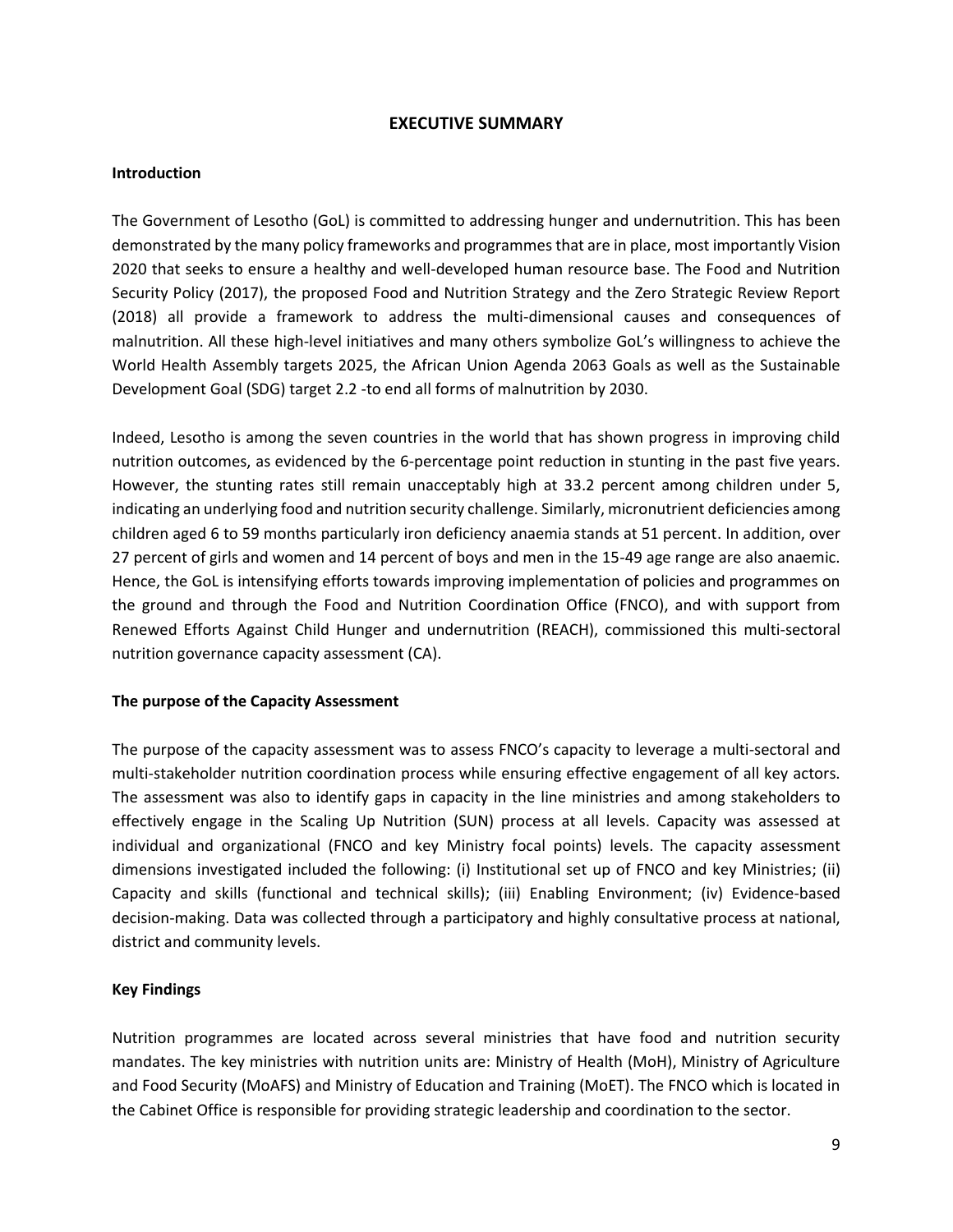# EXECUTIVE SUMMARY

## Introduction

The Government of Lesotho (GoL) is committed to addressing hunger and undernutrition. This has been demonstrated by the many policy frameworks and programmes that are in place, most importantly Vision 2020 that seeks to ensure a healthy and well-developed human resource base. The Food and Nutrition Security Policy (2017), the proposed Food and Nutrition Strategy and the Zero Strategic Review Report (2018) all provide a framework to address the multi-dimensional causes and consequences of malnutrition. All these high-level initiatives and many others symbolize GoL's willingness to achieve the World Health Assembly targets 2025, the African Union Agenda 2063 Goals as well as the Sustainable Development Goal (SDG) target 2.2 -to end all forms of malnutrition by 2030.

Indeed, Lesotho is among the seven countries in the world that has shown progress in improving child nutrition outcomes, as evidenced by the 6-percentage point reduction in stunting in the past five years. However, the stunting rates still remain unacceptably high at 33.2 percent among children under 5, indicating an underlying food and nutrition security challenge. Similarly, micronutrient deficiencies among children aged 6 to 59 months particularly iron deficiency anaemia stands at 51 percent. In addition, over 27 percent of girls and women and 14 percent of boys and men in the 15-49 age range are also anaemic. Hence, the GoL is intensifying efforts towards improving implementation of policies and programmes on the ground and through the Food and Nutrition Coordination Office (FNCO), and with support from Renewed Efforts Against Child Hunger and undernutrition (REACH), commissioned this multi-sectoral nutrition governance capacity assessment (CA).

## The purpose of the Capacity Assessment

The purpose of the capacity assessment was to assess FNCO's capacity to leverage a multi-sectoral and multi-stakeholder nutrition coordination process while ensuring effective engagement of all key actors. The assessment was also to identify gaps in capacity in the line ministries and among stakeholders to effectively engage in the Scaling Up Nutrition (SUN) process at all levels. Capacity was assessed at individual and organizational (FNCO and key Ministry focal points) levels. The capacity assessment dimensions investigated included the following: (i) Institutional set up of FNCO and key Ministries; (ii) Capacity and skills (functional and technical skills); (iii) Enabling Environment; (iv) Evidence-based decision-making. Data was collected through a participatory and highly consultative process at national, district and community levels.

## Key Findings

Nutrition programmes are located across several ministries that have food and nutrition security mandates. The key ministries with nutrition units are: Ministry of Health (MoH), Ministry of Agriculture and Food Security (MoAFS) and Ministry of Education and Training (MoET). The FNCO which is located in the Cabinet Office is responsible for providing strategic leadership and coordination to the sector.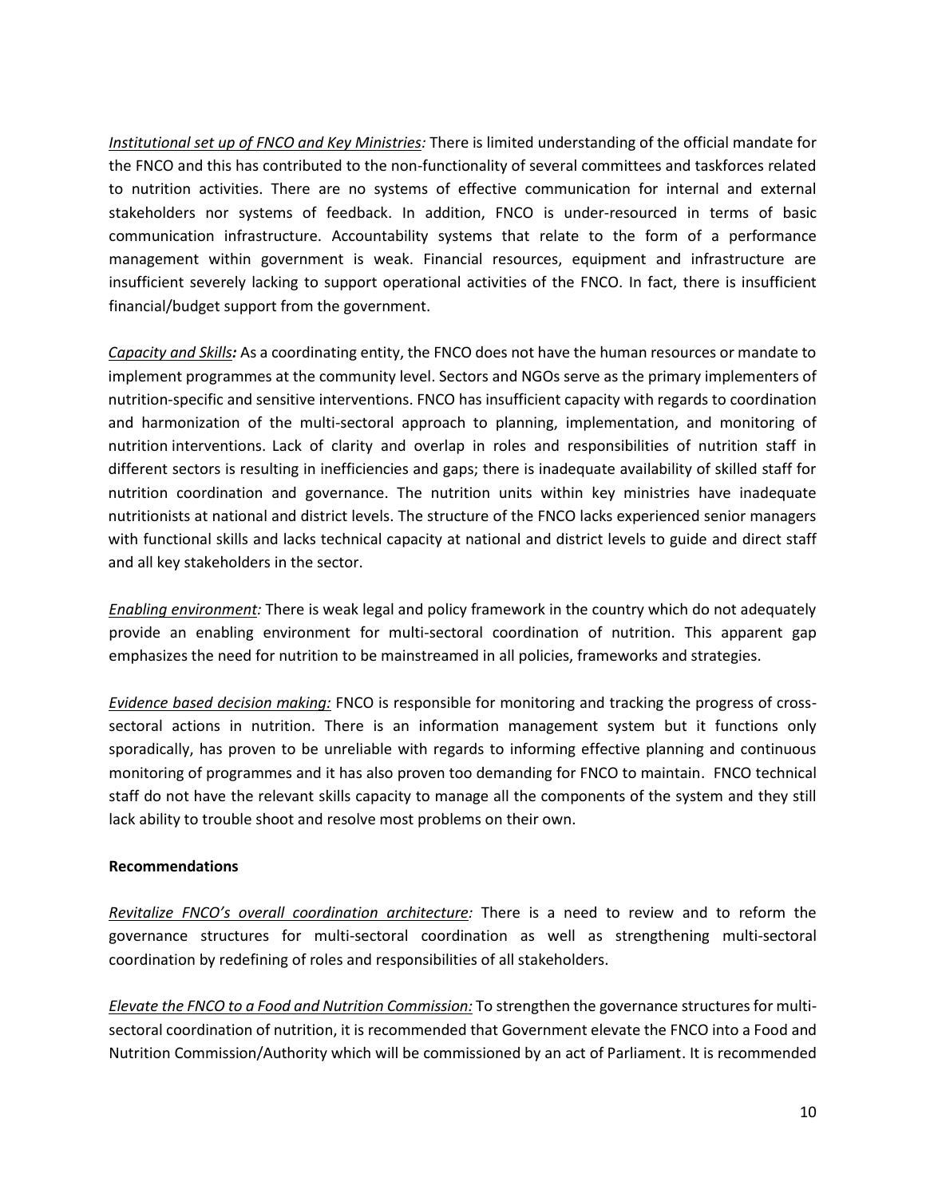*Institutional set up of FNCO and Key Ministries:* There is limited understanding of the official mandate for the FNCO and this has contributed to the non-functionality of several committees and taskforces related to nutrition activities. There are no systems of effective communication for internal and external stakeholders nor systems of feedback. In addition, FNCO is under-resourced in terms of basic communication infrastructure. Accountability systems that relate to the form of a performance management within government is weak. Financial resources, equipment and infrastructure are insufficient severely lacking to support operational activities of the FNCO. In fact, there is insufficient financial/budget support from the government.

*Capacity and Skills:* As a coordinating entity, the FNCO does not have the human resources or mandate to implement programmes at the community level. Sectors and NGOs serve as the primary implementers of nutrition-specific and sensitive interventions. FNCO has insufficient capacity with regards to coordination and harmonization of the multi-sectoral approach to planning, implementation, and monitoring of nutrition interventions. Lack of clarity and overlap in roles and responsibilities of nutrition staff in different sectors is resulting in inefficiencies and gaps; there is inadequate availability of skilled staff for nutrition coordination and governance. The nutrition units within key ministries have inadequate nutritionists at national and district levels. The structure of the FNCO lacks experienced senior managers with functional skills and lacks technical capacity at national and district levels to guide and direct staff and all key stakeholders in the sector.

*Enabling environment:* There is weak legal and policy framework in the country which do not adequately provide an enabling environment for multi-sectoral coordination of nutrition. This apparent gap emphasizes the need for nutrition to be mainstreamed in all policies, frameworks and strategies.

*Evidence based decision making:* FNCO is responsible for monitoring and tracking the progress of cross-sectoral actions in nutrition. There is an information management system but it functions only sporadically, has proven to be unreliable with regards to informing effective planning and continuous monitoring of programmes and it has also proven too demanding for FNCO to maintain. FNCO technical staff do not have the relevant skills capacity to manage all the components of the system and they still lack ability to trouble shoot and resolve most problems on their own.

**Recommendations**

*Revitalize FNCO's overall coordination architecture:* There is a need to review and to reform the governance structures for multi-sectoral coordination as well as strengthening multi-sectoral coordination by redefining of roles and responsibilities of all stakeholders.

*Elevate the FNCO to a Food and Nutrition Commission:* To strengthen the governance structures for multi-sectoral coordination of nutrition, it is recommended that Government elevate the FNCO into a Food and Nutrition Commission/Authority which will be commissioned by an act of Parliament. It is recommended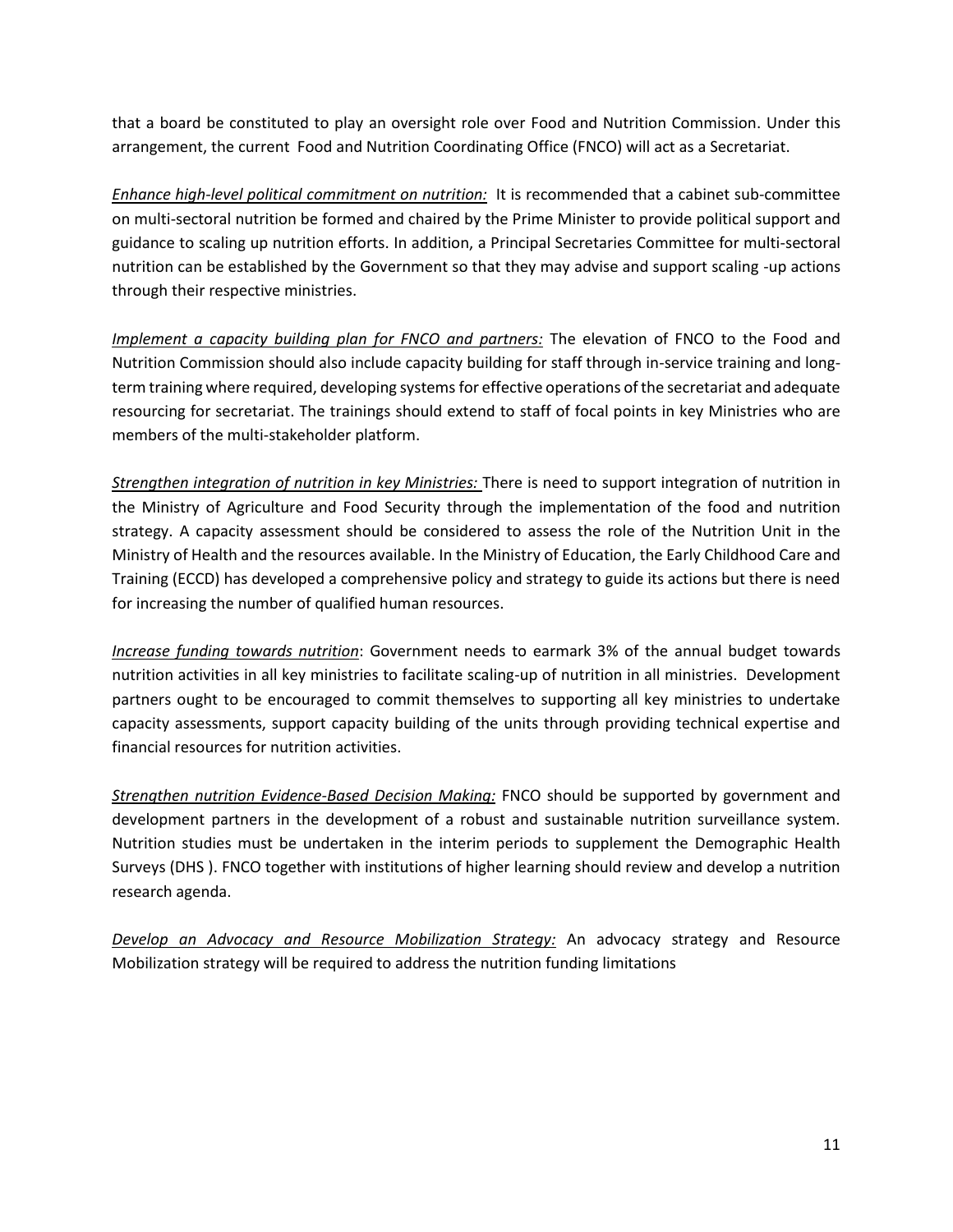that a board be constituted to play an oversight role over Food and Nutrition Commission. Under this arrangement, the current Food and Nutrition Coordinating Office (FNCO) will act as a Secretariat.

***Enhance high-level political commitment on nutrition:*** It is recommended that a cabinet sub-committee on multi-sectoral nutrition be formed and chaired by the Prime Minister to provide political support and guidance to scaling up nutrition efforts. In addition, a Principal Secretaries Committee for multi-sectoral nutrition can be established by the Government so that they may advise and support scaling -up actions through their respective ministries.

*Implement a capacity building plan for FNCO and partners:* The elevation of FNCO to the Food and Nutrition Commission should also include capacity building for staff through in-service training and long-term training where required, developing systems for effective operations of the secretariat and adequate resourcing for secretariat. The trainings should extend to staff of focal points in key Ministries who are members of the multi-stakeholder platform.

*Strengthen integration of nutrition in key Ministries:* There is need to support integration of nutrition in the Ministry of Agriculture and Food Security through the implementation of the food and nutrition strategy. A capacity assessment should be considered to assess the role of the Nutrition Unit in the Ministry of Health and the resources available. In the Ministry of Education, the Early Childhood Care and Training (ECCD) has developed a comprehensive policy and strategy to guide its actions but there is need for increasing the number of qualified human resources.

*Increase funding towards nutrition*: Government needs to earmark 3% of the annual budget towards nutrition activities in all key ministries to facilitate scaling-up of nutrition in all ministries. Development partners ought to be encouraged to commit themselves to supporting all key ministries to undertake capacity assessments, support capacity building of the units through providing technical expertise and financial resources for nutrition activities.

*Strengthen nutrition Evidence-Based Decision Making:* FNCO should be supported by government and development partners in the development of a robust and sustainable nutrition surveillance system. Nutrition studies must be undertaken in the interim periods to supplement the Demographic Health Surveys (DHS ). FNCO together with institutions of higher learning should review and develop a nutrition research agenda.

*Develop an Advocacy and Resource Mobilization Strategy:* An advocacy strategy and Resource Mobilization strategy will be required to address the nutrition funding limitations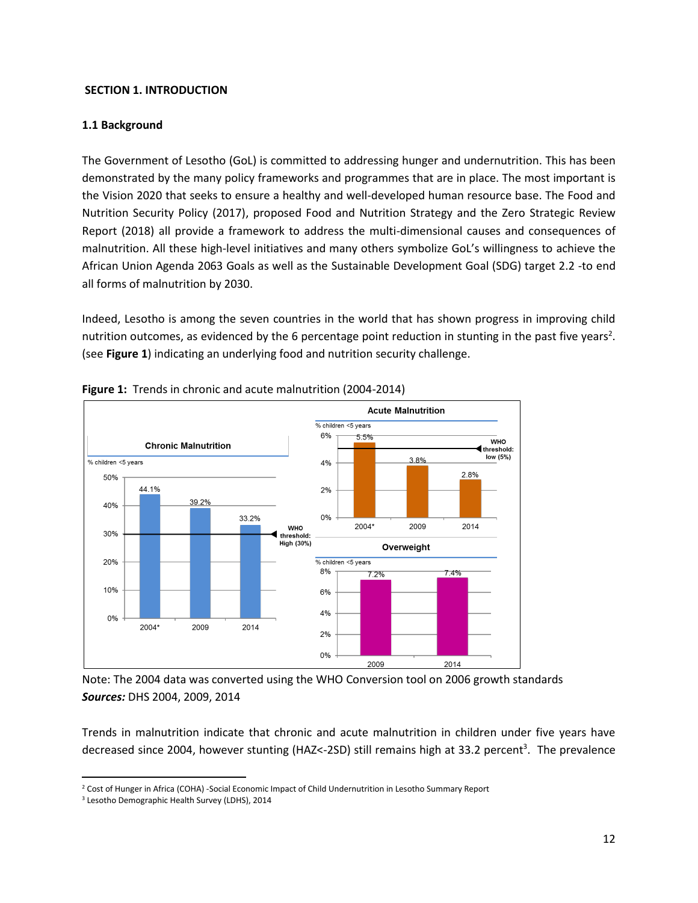## SECTION 1. INTRODUCTION

### 1.1 Background

The Government of Lesotho (GoL) is committed to addressing hunger and undernutrition. This has been demonstrated by the many policy frameworks and programmes that are in place. The most important is the Vision 2020 that seeks to ensure a healthy and well-developed human resource base. The Food and Nutrition Security Policy (2017), proposed Food and Nutrition Strategy and the Zero Strategic Review Report (2018) all provide a framework to address the multi-dimensional causes and consequences of malnutrition. All these high-level initiatives and many others symbolize GoL's willingness to achieve the African Union Agenda 2063 Goals as well as the Sustainable Development Goal (SDG) target 2.2 -to end all forms of malnutrition by 2030.

Indeed, Lesotho is among the seven countries in the world that has shown progress in improving child nutrition outcomes, as evidenced by the 6 percentage point reduction in stunting in the past five years[2]. (see **Figure 1**) indicating an underlying food and nutrition security challenge.

**Figure 1:** Trends in chronic and acute malnutrition (2004-2014)

Note: The 2004 data was converted using the WHO Conversion tool on 2006 growth standards
***Sources:*** DHS 2004, 2009, 2014

Trends in malnutrition indicate that chronic and acute malnutrition in children under five years have decreased since 2004, however stunting (HAZ<-2SD) still remains high at 33.2 percent[3]. The prevalence

[2] Cost of Hunger in Africa (COHA) -Social Economic Impact of Child Undernutrition in Lesotho Summary Report

[3] Lesotho Demographic Health Survey (LDHS), 2014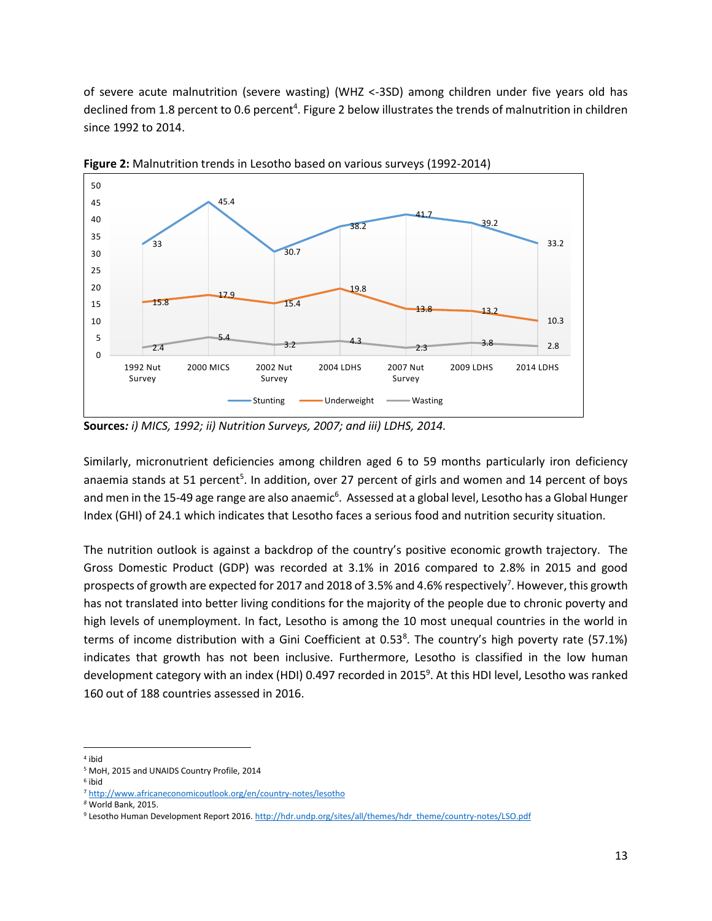of severe acute malnutrition (severe wasting) (WHZ <-3SD) among children under five years old has declined from 1.8 percent to 0.6 percent[4]. Figure 2 below illustrates the trends of malnutrition in children since 1992 to 2014.

**Figure 2:** Malnutrition trends in Lesotho based on various surveys (1992-2014)

| | 1992 Nut Survey | 2000 MICS | 2002 Nut Survey | 2004 LDHS | 2007 Nut Survey | 2009 LDHS | 2014 LDHS |
|---|---|---|---|---|---|---|---|
| Stunting | 33 | 45.4 | 30.7 | 38.2 | 41.7 | 39.2 | 33.2 |
| Underweight | 15.8 | 17.9 | 15.4 | 19.8 | 13.8 | 13.2 | 10.3 |
| Wasting | 2.4 | 5.4 | 3.2 | 4.3 | 2.3 | 3.8 | 2.8 |

**Sources***: i) MICS, 1992; ii) Nutrition Surveys, 2007; and iii) LDHS, 2014.*

Similarly, micronutrient deficiencies among children aged 6 to 59 months particularly iron deficiency anaemia stands at 51 percent[5]. In addition, over 27 percent of girls and women and 14 percent of boys and men in the 15-49 age range are also anaemic[6]. Assessed at a global level, Lesotho has a Global Hunger Index (GHI) of 24.1 which indicates that Lesotho faces a serious food and nutrition security situation.

The nutrition outlook is against a backdrop of the country's positive economic growth trajectory. The Gross Domestic Product (GDP) was recorded at 3.1% in 2016 compared to 2.8% in 2015 and good prospects of growth are expected for 2017 and 2018 of 3.5% and 4.6% respectively[7]. However, this growth has not translated into better living conditions for the majority of the people due to chronic poverty and high levels of unemployment. In fact, Lesotho is among the 10 most unequal countries in the world in terms of income distribution with a Gini Coefficient at 0.53[8]. The country's high poverty rate (57.1%) indicates that growth has not been inclusive. Furthermore, Lesotho is classified in the low human development category with an index (HDI) 0.497 recorded in 2015[9]. At this HDI level, Lesotho was ranked 160 out of 188 countries assessed in 2016.

---

[4] ibid
[5] MoH, 2015 and UNAIDS Country Profile, 2014
[6] ibid
[7] http://www.africaneconomicoutlook.org/en/country-notes/lesotho
[8] World Bank, 2015.
[9] Lesotho Human Development Report 2016. http://hdr.undp.org/sites/all/themes/hdr_theme/country-notes/LSO.pdf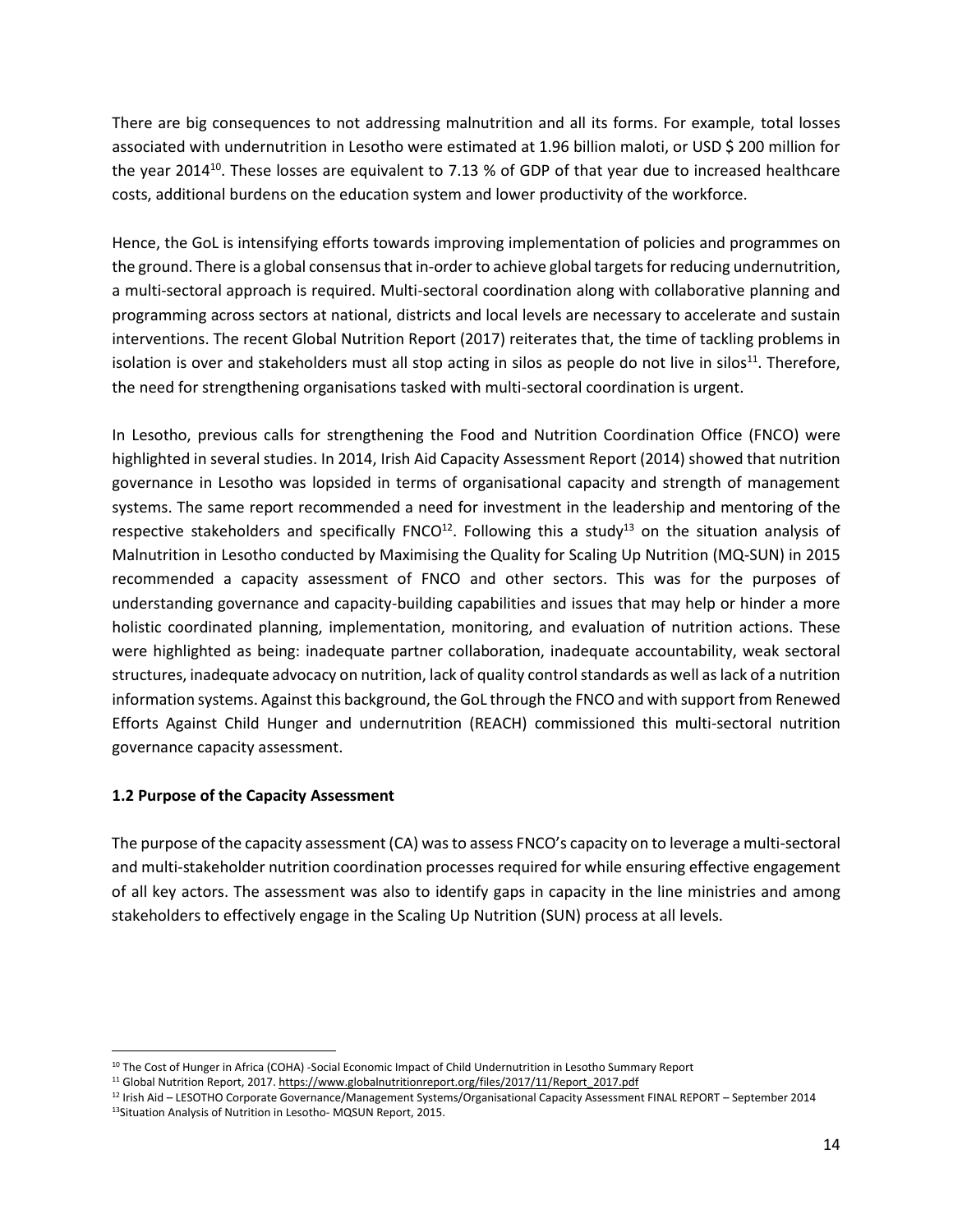There are big consequences to not addressing malnutrition and all its forms. For example, total losses associated with undernutrition in Lesotho were estimated at 1.96 billion maloti, or USD $ 200 million for the year 2014[10]. These losses are equivalent to 7.13 % of GDP of that year due to increased healthcare costs, additional burdens on the education system and lower productivity of the workforce.

Hence, the GoL is intensifying efforts towards improving implementation of policies and programmes on the ground. There is a global consensus that in-order to achieve global targets for reducing undernutrition, a multi-sectoral approach is required. Multi-sectoral coordination along with collaborative planning and programming across sectors at national, districts and local levels are necessary to accelerate and sustain interventions. The recent Global Nutrition Report (2017) reiterates that, the time of tackling problems in isolation is over and stakeholders must all stop acting in silos as people do not live in silos[11]. Therefore, the need for strengthening organisations tasked with multi-sectoral coordination is urgent.

In Lesotho, previous calls for strengthening the Food and Nutrition Coordination Office (FNCO) were highlighted in several studies. In 2014, Irish Aid Capacity Assessment Report (2014) showed that nutrition governance in Lesotho was lopsided in terms of organisational capacity and strength of management systems. The same report recommended a need for investment in the leadership and mentoring of the respective stakeholders and specifically FNCO[12]. Following this a study[13] on the situation analysis of Malnutrition in Lesotho conducted by Maximising the Quality for Scaling Up Nutrition (MQ-SUN) in 2015 recommended a capacity assessment of FNCO and other sectors. This was for the purposes of understanding governance and capacity-building capabilities and issues that may help or hinder a more holistic coordinated planning, implementation, monitoring, and evaluation of nutrition actions. These were highlighted as being: inadequate partner collaboration, inadequate accountability, weak sectoral structures, inadequate advocacy on nutrition, lack of quality control standards as well as lack of a nutrition information systems. Against this background, the GoL through the FNCO and with support from Renewed Efforts Against Child Hunger and undernutrition (REACH) commissioned this multi-sectoral nutrition governance capacity assessment.

### 1.2 Purpose of the Capacity Assessment

The purpose of the capacity assessment (CA) was to assess FNCO's capacity on to leverage a multi-sectoral and multi-stakeholder nutrition coordination processes required for while ensuring effective engagement of all key actors. The assessment was also to identify gaps in capacity in the line ministries and among stakeholders to effectively engage in the Scaling Up Nutrition (SUN) process at all levels.

---

[10] The Cost of Hunger in Africa (COHA) -Social Economic Impact of Child Undernutrition in Lesotho Summary Report

[11] Global Nutrition Report, 2017. https://www.globalnutritionreport.org/files/2017/11/Report_2017.pdf

[12] Irish Aid – LESOTHO Corporate Governance/Management Systems/Organisational Capacity Assessment FINAL REPORT – September 2014

[13] Situation Analysis of Nutrition in Lesotho- MQSUN Report, 2015.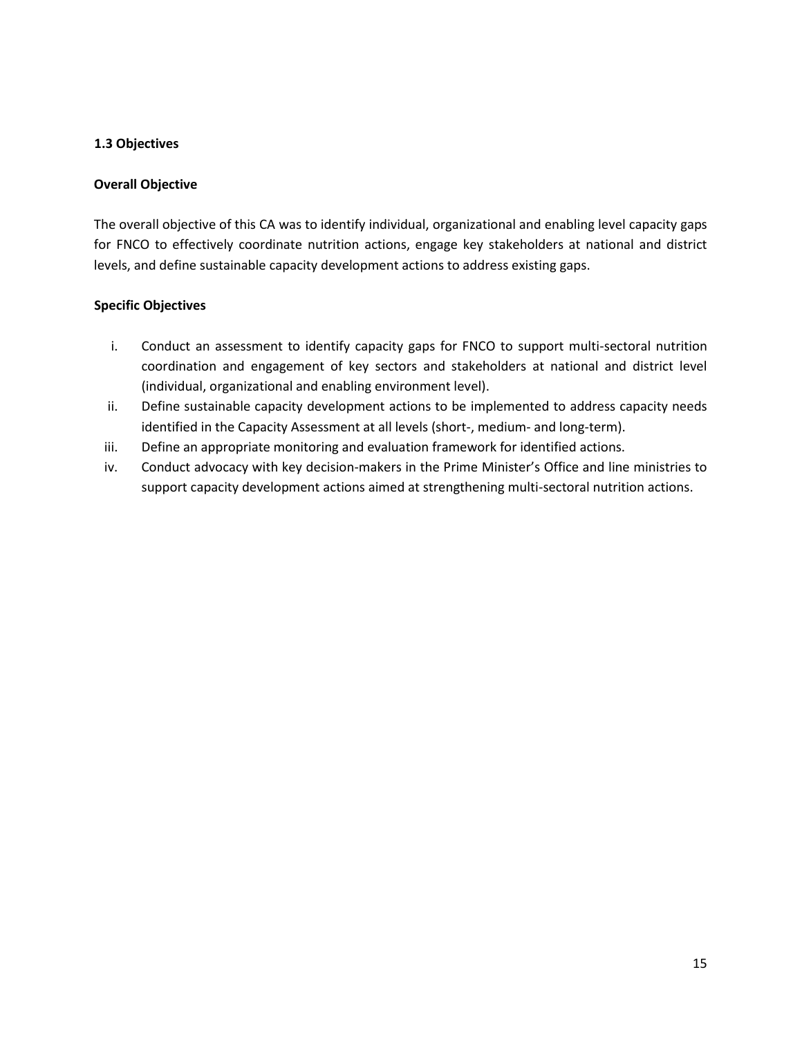### 1.3 Objectives

**Overall Objective**

The overall objective of this CA was to identify individual, organizational and enabling level capacity gaps for FNCO to effectively coordinate nutrition actions, engage key stakeholders at national and district levels, and define sustainable capacity development actions to address existing gaps.

**Specific Objectives**

i. Conduct an assessment to identify capacity gaps for FNCO to support multi-sectoral nutrition coordination and engagement of key sectors and stakeholders at national and district level (individual, organizational and enabling environment level).
ii. Define sustainable capacity development actions to be implemented to address capacity needs identified in the Capacity Assessment at all levels (short-, medium- and long-term).
iii. Define an appropriate monitoring and evaluation framework for identified actions.
iv. Conduct advocacy with key decision-makers in the Prime Minister's Office and line ministries to support capacity development actions aimed at strengthening multi-sectoral nutrition actions.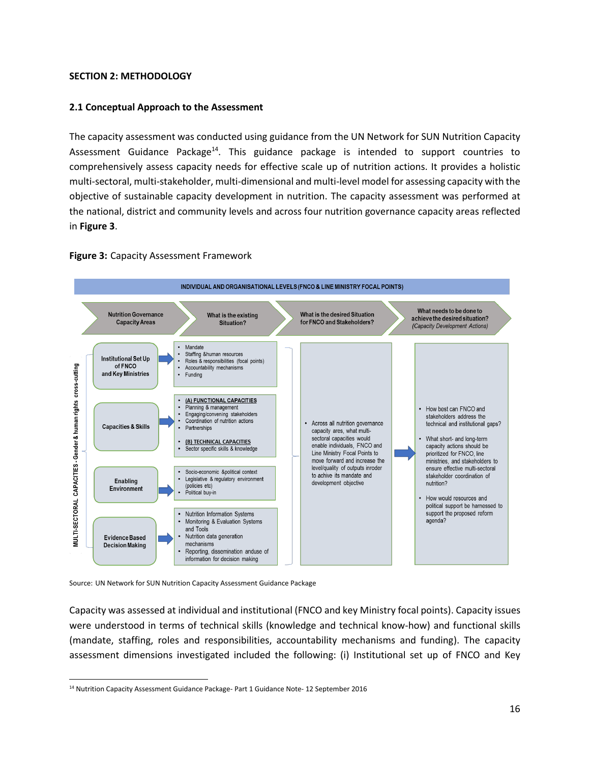## SECTION 2: METHODOLOGY

### 2.1 Conceptual Approach to the Assessment

The capacity assessment was conducted using guidance from the UN Network for SUN Nutrition Capacity Assessment Guidance Package[14]. This guidance package is intended to support countries to comprehensively assess capacity needs for effective scale up of nutrition actions. It provides a holistic multi-sectoral, multi-stakeholder, multi-dimensional and multi-level model for assessing capacity with the objective of sustainable capacity development in nutrition. The capacity assessment was performed at the national, district and community levels and across four nutrition governance capacity areas reflected in **Figure 3**.

**Figure 3:** Capacity Assessment Framework

INDIVIDUAL AND ORGANISATIONAL LEVELS (FNCO & LINE MINISTRY FOCAL POINTS)

MULTI-SECTORAL CAPACITIES - Gender & human rights cross-cutting

| Nutrition Governance Capacity Areas | What is the existing Situation? | What is the desired Situation for FNCO and Stakeholders? | What needs to be done to achieve the desired situation? *(Capacity Development Actions)* |
|---|---|---|---|
| Institutional Set Up of FNCO and Key Ministries | • Mandate<br>• Staffing & human resources<br>• Roles & responsibilities (focal points)<br>• Accountability mechanisms<br>• Funding | • Across all nutrition governance capacity ares, what multi-sectoral capacities would enable individuals, FNCO and Line Ministry Focal Points to move forward and increase the level/quality of outputs inroder to achive its mandate and development objective | • How best can FNCO and stakeholders address the technical and institutional gaps?<br>• What short- and long-term capacity actions should be prioritized for FNCO, line ministries, and stakeholders to ensure effective multi-sectoral stakeholder coordination of nutrition?<br>• How would resources and political support be harnessed to support the proposed reform agenda? |
| Capacities & Skills | • (A) FUNCTIONAL CAPACITIES<br>• Planning & management<br>• Engaging/convening stakeholders<br>• Coordination of nutrition actions<br>• Partnerships<br>• (B) TECHNICAL CAPACITIES<br>• Sector specific skills & knowledge | | |
| Enabling Environment | • Socio-economic & political context<br>• Legislative & regulatory environment (policies etc)<br>• Political buy-in | | |
| Evidence Based Decision Making | • Nutrition Information Systems<br>• Monitoring & Evaluation Systems and Tools<br>• Nutrition data generation mechanisms<br>• Reporting, dissemination and use of information for decision making | | |

Source: UN Network for SUN Nutrition Capacity Assessment Guidance Package

Capacity was assessed at individual and institutional (FNCO and key Ministry focal points). Capacity issues were understood in terms of technical skills (knowledge and technical know-how) and functional skills (mandate, staffing, roles and responsibilities, accountability mechanisms and funding). The capacity assessment dimensions investigated included the following: (i) Institutional set up of FNCO and Key

[14] Nutrition Capacity Assessment Guidance Package- Part 1 Guidance Note- 12 September 2016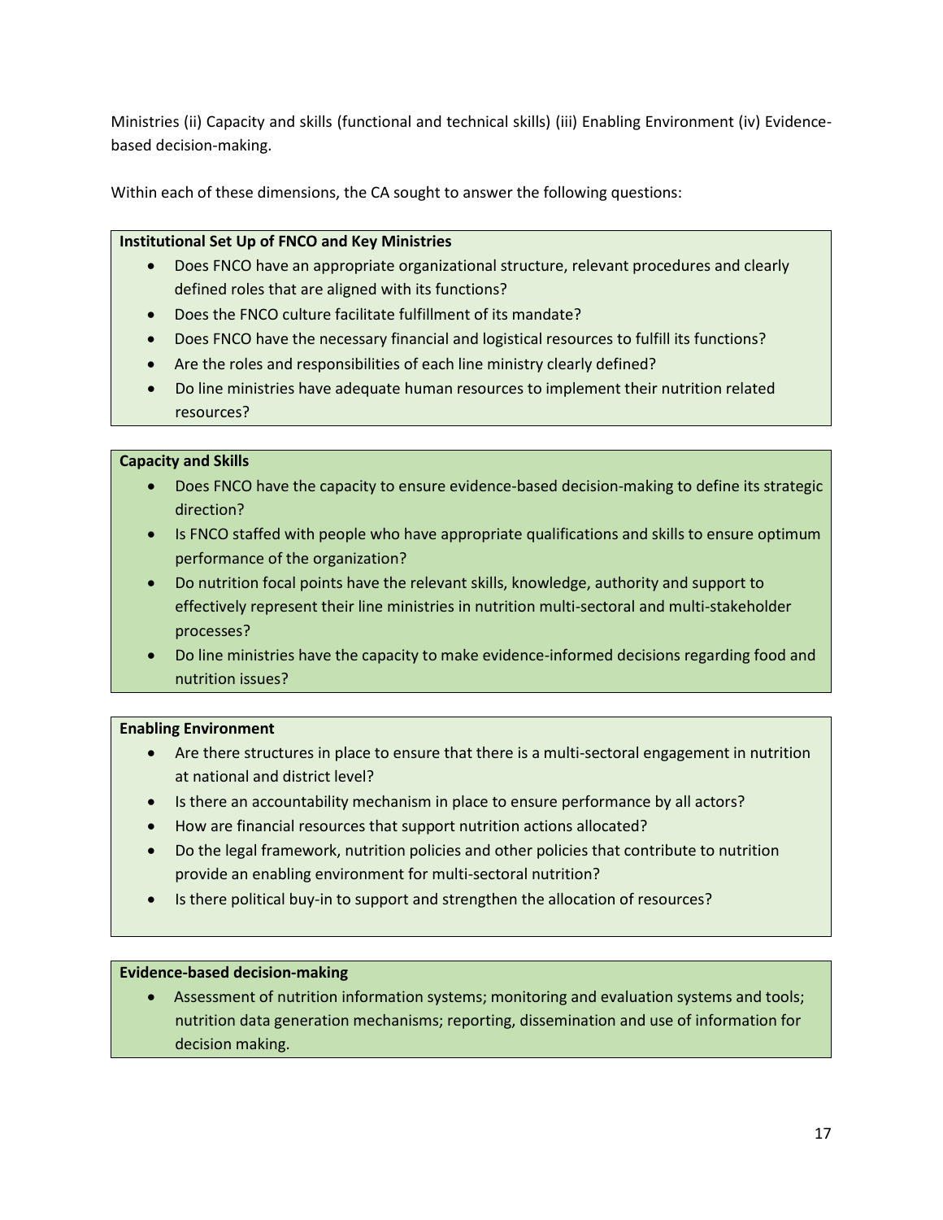Ministries (ii) Capacity and skills (functional and technical skills) (iii) Enabling Environment (iv) Evidence-based decision-making.

Within each of these dimensions, the CA sought to answer the following questions:

**Institutional Set Up of FNCO and Key Ministries**

- Does FNCO have an appropriate organizational structure, relevant procedures and clearly defined roles that are aligned with its functions?
- Does the FNCO culture facilitate fulfillment of its mandate?
- Does FNCO have the necessary financial and logistical resources to fulfill its functions?
- Are the roles and responsibilities of each line ministry clearly defined?
- Do line ministries have adequate human resources to implement their nutrition related resources?

**Capacity and Skills**

- Does FNCO have the capacity to ensure evidence-based decision-making to define its strategic direction?
- Is FNCO staffed with people who have appropriate qualifications and skills to ensure optimum performance of the organization?
- Do nutrition focal points have the relevant skills, knowledge, authority and support to effectively represent their line ministries in nutrition multi-sectoral and multi-stakeholder processes?
- Do line ministries have the capacity to make evidence-informed decisions regarding food and nutrition issues?

**Enabling Environment**

- Are there structures in place to ensure that there is a multi-sectoral engagement in nutrition at national and district level?
- Is there an accountability mechanism in place to ensure performance by all actors?
- How are financial resources that support nutrition actions allocated?
- Do the legal framework, nutrition policies and other policies that contribute to nutrition provide an enabling environment for multi-sectoral nutrition?
- Is there political buy-in to support and strengthen the allocation of resources?

**Evidence-based decision-making**

- Assessment of nutrition information systems; monitoring and evaluation systems and tools; nutrition data generation mechanisms; reporting, dissemination and use of information for decision making.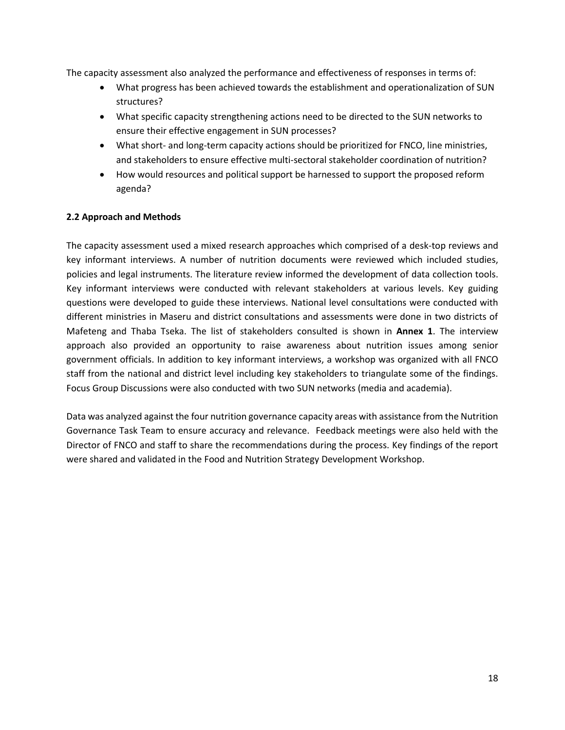The capacity assessment also analyzed the performance and effectiveness of responses in terms of:

- What progress has been achieved towards the establishment and operationalization of SUN structures?
- What specific capacity strengthening actions need to be directed to the SUN networks to ensure their effective engagement in SUN processes?
- What short- and long-term capacity actions should be prioritized for FNCO, line ministries, and stakeholders to ensure effective multi-sectoral stakeholder coordination of nutrition?
- How would resources and political support be harnessed to support the proposed reform agenda?

## 2.2 Approach and Methods

The capacity assessment used a mixed research approaches which comprised of a desk-top reviews and key informant interviews. A number of nutrition documents were reviewed which included studies, policies and legal instruments. The literature review informed the development of data collection tools. Key informant interviews were conducted with relevant stakeholders at various levels. Key guiding questions were developed to guide these interviews. National level consultations were conducted with different ministries in Maseru and district consultations and assessments were done in two districts of Mafeteng and Thaba Tseka. The list of stakeholders consulted is shown in **Annex 1**. The interview approach also provided an opportunity to raise awareness about nutrition issues among senior government officials. In addition to key informant interviews, a workshop was organized with all FNCO staff from the national and district level including key stakeholders to triangulate some of the findings. Focus Group Discussions were also conducted with two SUN networks (media and academia).

Data was analyzed against the four nutrition governance capacity areas with assistance from the Nutrition Governance Task Team to ensure accuracy and relevance. Feedback meetings were also held with the Director of FNCO and staff to share the recommendations during the process. Key findings of the report were shared and validated in the Food and Nutrition Strategy Development Workshop.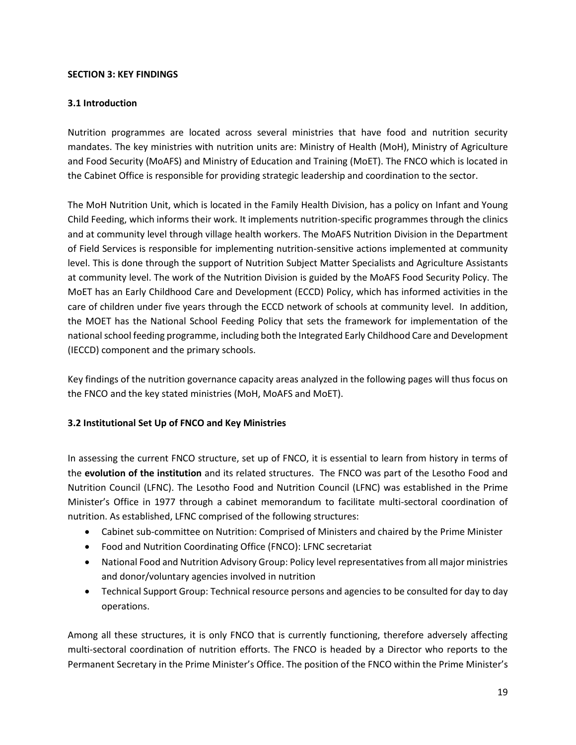## SECTION 3: KEY FINDINGS

### 3.1 Introduction

Nutrition programmes are located across several ministries that have food and nutrition security mandates. The key ministries with nutrition units are: Ministry of Health (MoH), Ministry of Agriculture and Food Security (MoAFS) and Ministry of Education and Training (MoET). The FNCO which is located in the Cabinet Office is responsible for providing strategic leadership and coordination to the sector.

The MoH Nutrition Unit, which is located in the Family Health Division, has a policy on Infant and Young Child Feeding, which informs their work. It implements nutrition-specific programmes through the clinics and at community level through village health workers. The MoAFS Nutrition Division in the Department of Field Services is responsible for implementing nutrition-sensitive actions implemented at community level. This is done through the support of Nutrition Subject Matter Specialists and Agriculture Assistants at community level. The work of the Nutrition Division is guided by the MoAFS Food Security Policy. The MoET has an Early Childhood Care and Development (ECCD) Policy, which has informed activities in the care of children under five years through the ECCD network of schools at community level. In addition, the MOET has the National School Feeding Policy that sets the framework for implementation of the national school feeding programme, including both the Integrated Early Childhood Care and Development (IECCD) component and the primary schools.

Key findings of the nutrition governance capacity areas analyzed in the following pages will thus focus on the FNCO and the key stated ministries (MoH, MoAFS and MoET).

### 3.2 Institutional Set Up of FNCO and Key Ministries

In assessing the current FNCO structure, set up of FNCO, it is essential to learn from history in terms of the **evolution of the institution** and its related structures. The FNCO was part of the Lesotho Food and Nutrition Council (LFNC). The Lesotho Food and Nutrition Council (LFNC) was established in the Prime Minister's Office in 1977 through a cabinet memorandum to facilitate multi-sectoral coordination of nutrition. As established, LFNC comprised of the following structures:

- Cabinet sub-committee on Nutrition: Comprised of Ministers and chaired by the Prime Minister
- Food and Nutrition Coordinating Office (FNCO): LFNC secretariat
- National Food and Nutrition Advisory Group: Policy level representatives from all major ministries and donor/voluntary agencies involved in nutrition
- Technical Support Group: Technical resource persons and agencies to be consulted for day to day operations.

Among all these structures, it is only FNCO that is currently functioning, therefore adversely affecting multi-sectoral coordination of nutrition efforts. The FNCO is headed by a Director who reports to the Permanent Secretary in the Prime Minister's Office. The position of the FNCO within the Prime Minister's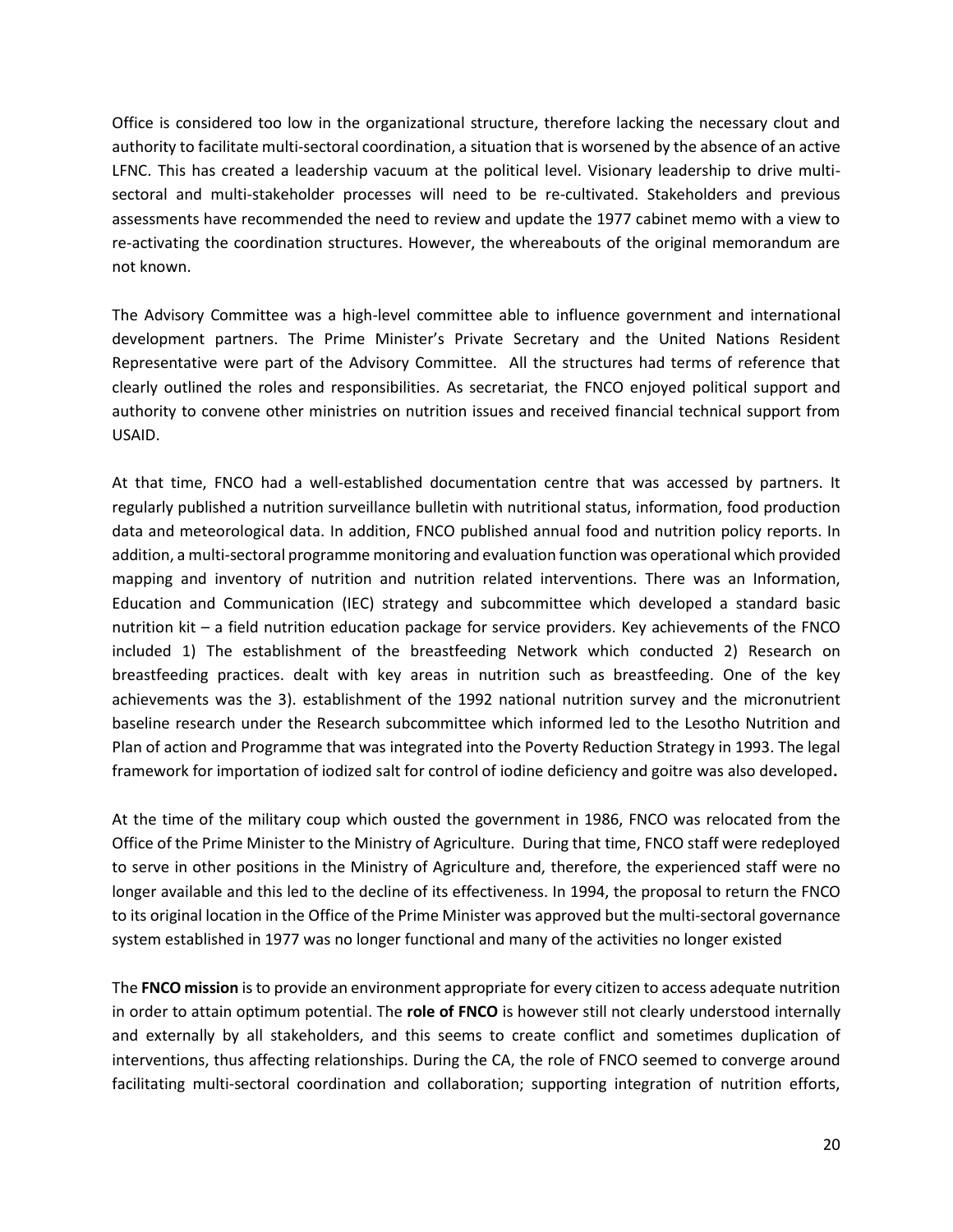Office is considered too low in the organizational structure, therefore lacking the necessary clout and authority to facilitate multi-sectoral coordination, a situation that is worsened by the absence of an active LFNC. This has created a leadership vacuum at the political level. Visionary leadership to drive multi-sectoral and multi-stakeholder processes will need to be re-cultivated. Stakeholders and previous assessments have recommended the need to review and update the 1977 cabinet memo with a view to re-activating the coordination structures. However, the whereabouts of the original memorandum are not known.

The Advisory Committee was a high-level committee able to influence government and international development partners. The Prime Minister's Private Secretary and the United Nations Resident Representative were part of the Advisory Committee. All the structures had terms of reference that clearly outlined the roles and responsibilities. As secretariat, the FNCO enjoyed political support and authority to convene other ministries on nutrition issues and received financial technical support from USAID.

At that time, FNCO had a well-established documentation centre that was accessed by partners. It regularly published a nutrition surveillance bulletin with nutritional status, information, food production data and meteorological data. In addition, FNCO published annual food and nutrition policy reports. In addition, a multi-sectoral programme monitoring and evaluation function was operational which provided mapping and inventory of nutrition and nutrition related interventions. There was an Information, Education and Communication (IEC) strategy and subcommittee which developed a standard basic nutrition kit – a field nutrition education package for service providers. Key achievements of the FNCO included 1) The establishment of the breastfeeding Network which conducted 2) Research on breastfeeding practices. dealt with key areas in nutrition such as breastfeeding. One of the key achievements was the 3). establishment of the 1992 national nutrition survey and the micronutrient baseline research under the Research subcommittee which informed led to the Lesotho Nutrition and Plan of action and Programme that was integrated into the Poverty Reduction Strategy in 1993. The legal framework for importation of iodized salt for control of iodine deficiency and goitre was also developed**.**

At the time of the military coup which ousted the government in 1986, FNCO was relocated from the Office of the Prime Minister to the Ministry of Agriculture. During that time, FNCO staff were redeployed to serve in other positions in the Ministry of Agriculture and, therefore, the experienced staff were no longer available and this led to the decline of its effectiveness. In 1994, the proposal to return the FNCO to its original location in the Office of the Prime Minister was approved but the multi-sectoral governance system established in 1977 was no longer functional and many of the activities no longer existed

The **FNCO mission** is to provide an environment appropriate for every citizen to access adequate nutrition in order to attain optimum potential. The **role of FNCO** is however still not clearly understood internally and externally by all stakeholders, and this seems to create conflict and sometimes duplication of interventions, thus affecting relationships. During the CA, the role of FNCO seemed to converge around facilitating multi-sectoral coordination and collaboration; supporting integration of nutrition efforts,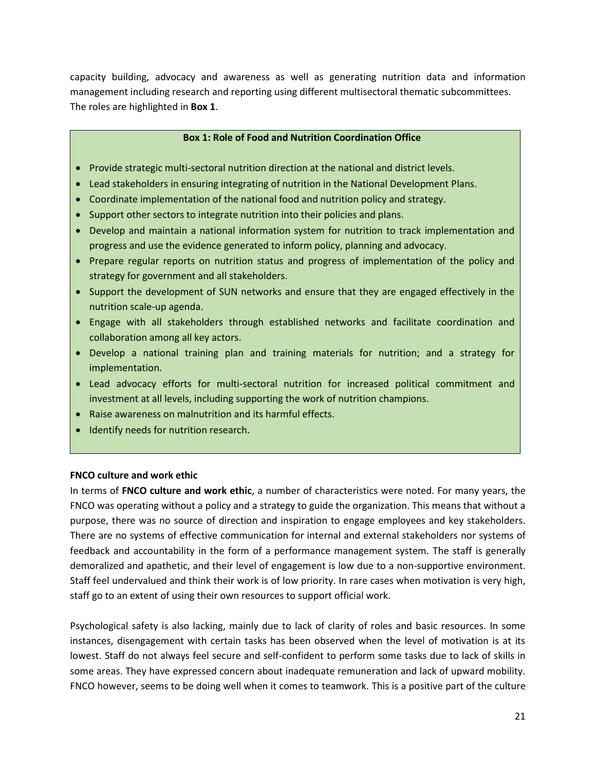capacity building, advocacy and awareness as well as generating nutrition data and information management including research and reporting using different multisectoral thematic subcommittees. The roles are highlighted in **Box 1**.

**Box 1: Role of Food and Nutrition Coordination Office**

- Provide strategic multi-sectoral nutrition direction at the national and district levels.
- Lead stakeholders in ensuring integrating of nutrition in the National Development Plans.
- Coordinate implementation of the national food and nutrition policy and strategy.
- Support other sectors to integrate nutrition into their policies and plans.
- Develop and maintain a national information system for nutrition to track implementation and progress and use the evidence generated to inform policy, planning and advocacy.
- Prepare regular reports on nutrition status and progress of implementation of the policy and strategy for government and all stakeholders.
- Support the development of SUN networks and ensure that they are engaged effectively in the nutrition scale-up agenda.
- Engage with all stakeholders through established networks and facilitate coordination and collaboration among all key actors.
- Develop a national training plan and training materials for nutrition; and a strategy for implementation.
- Lead advocacy efforts for multi-sectoral nutrition for increased political commitment and investment at all levels, including supporting the work of nutrition champions.
- Raise awareness on malnutrition and its harmful effects.
- Identify needs for nutrition research.

**FNCO culture and work ethic**

In terms of **FNCO culture and work ethic**, a number of characteristics were noted. For many years, the FNCO was operating without a policy and a strategy to guide the organization. This means that without a purpose, there was no source of direction and inspiration to engage employees and key stakeholders. There are no systems of effective communication for internal and external stakeholders nor systems of feedback and accountability in the form of a performance management system. The staff is generally demoralized and apathetic, and their level of engagement is low due to a non-supportive environment. Staff feel undervalued and think their work is of low priority. In rare cases when motivation is very high, staff go to an extent of using their own resources to support official work.

Psychological safety is also lacking, mainly due to lack of clarity of roles and basic resources. In some instances, disengagement with certain tasks has been observed when the level of motivation is at its lowest. Staff do not always feel secure and self-confident to perform some tasks due to lack of skills in some areas. They have expressed concern about inadequate remuneration and lack of upward mobility. FNCO however, seems to be doing well when it comes to teamwork. This is a positive part of the culture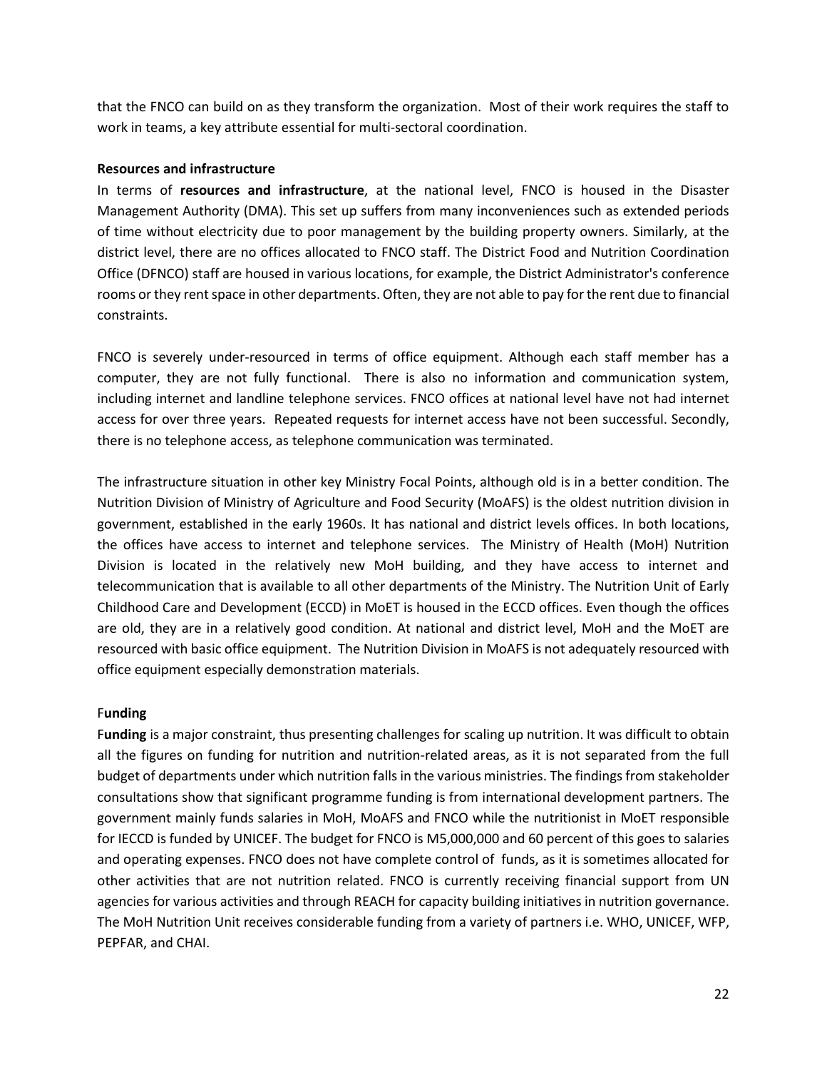that the FNCO can build on as they transform the organization. Most of their work requires the staff to work in teams, a key attribute essential for multi-sectoral coordination.

**Resources and infrastructure**

In terms of **resources and infrastructure**, at the national level, FNCO is housed in the Disaster Management Authority (DMA). This set up suffers from many inconveniences such as extended periods of time without electricity due to poor management by the building property owners. Similarly, at the district level, there are no offices allocated to FNCO staff. The District Food and Nutrition Coordination Office (DFNCO) staff are housed in various locations, for example, the District Administrator's conference rooms or they rent space in other departments. Often, they are not able to pay for the rent due to financial constraints.

FNCO is severely under-resourced in terms of office equipment. Although each staff member has a computer, they are not fully functional. There is also no information and communication system, including internet and landline telephone services. FNCO offices at national level have not had internet access for over three years. Repeated requests for internet access have not been successful. Secondly, there is no telephone access, as telephone communication was terminated.

The infrastructure situation in other key Ministry Focal Points, although old is in a better condition. The Nutrition Division of Ministry of Agriculture and Food Security (MoAFS) is the oldest nutrition division in government, established in the early 1960s. It has national and district levels offices. In both locations, the offices have access to internet and telephone services. The Ministry of Health (MoH) Nutrition Division is located in the relatively new MoH building, and they have access to internet and telecommunication that is available to all other departments of the Ministry. The Nutrition Unit of Early Childhood Care and Development (ECCD) in MoET is housed in the ECCD offices. Even though the offices are old, they are in a relatively good condition. At national and district level, MoH and the MoET are resourced with basic office equipment. The Nutrition Division in MoAFS is not adequately resourced with office equipment especially demonstration materials.

F**unding**

F**unding** is a major constraint, thus presenting challenges for scaling up nutrition. It was difficult to obtain all the figures on funding for nutrition and nutrition-related areas, as it is not separated from the full budget of departments under which nutrition falls in the various ministries. The findings from stakeholder consultations show that significant programme funding is from international development partners. The government mainly funds salaries in MoH, MoAFS and FNCO while the nutritionist in MoET responsible for IECCD is funded by UNICEF. The budget for FNCO is M5,000,000 and 60 percent of this goes to salaries and operating expenses. FNCO does not have complete control of funds, as it is sometimes allocated for other activities that are not nutrition related. FNCO is currently receiving financial support from UN agencies for various activities and through REACH for capacity building initiatives in nutrition governance. The MoH Nutrition Unit receives considerable funding from a variety of partners i.e. WHO, UNICEF, WFP, PEPFAR, and CHAI.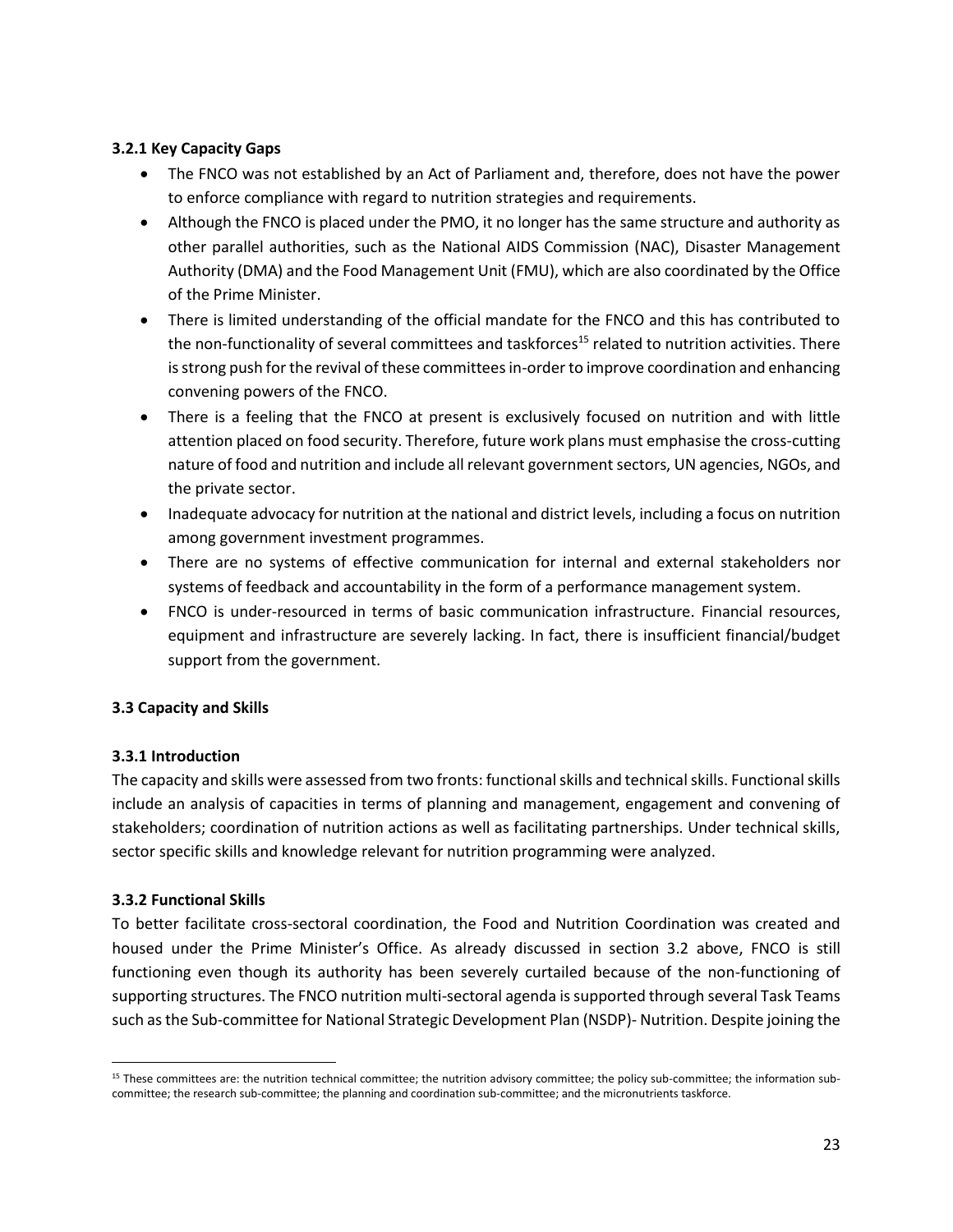### 3.2.1 Key Capacity Gaps

- The FNCO was not established by an Act of Parliament and, therefore, does not have the power to enforce compliance with regard to nutrition strategies and requirements.
- Although the FNCO is placed under the PMO, it no longer has the same structure and authority as other parallel authorities, such as the National AIDS Commission (NAC), Disaster Management Authority (DMA) and the Food Management Unit (FMU), which are also coordinated by the Office of the Prime Minister.
- There is limited understanding of the official mandate for the FNCO and this has contributed to the non-functionality of several committees and taskforces[15] related to nutrition activities. There is strong push for the revival of these committees in-order to improve coordination and enhancing convening powers of the FNCO.
- There is a feeling that the FNCO at present is exclusively focused on nutrition and with little attention placed on food security. Therefore, future work plans must emphasise the cross-cutting nature of food and nutrition and include all relevant government sectors, UN agencies, NGOs, and the private sector.
- Inadequate advocacy for nutrition at the national and district levels, including a focus on nutrition among government investment programmes.
- There are no systems of effective communication for internal and external stakeholders nor systems of feedback and accountability in the form of a performance management system.
- FNCO is under-resourced in terms of basic communication infrastructure. Financial resources, equipment and infrastructure are severely lacking. In fact, there is insufficient financial/budget support from the government.

## 3.3 Capacity and Skills

### 3.3.1 Introduction

The capacity and skills were assessed from two fronts: functional skills and technical skills. Functional skills include an analysis of capacities in terms of planning and management, engagement and convening of stakeholders; coordination of nutrition actions as well as facilitating partnerships. Under technical skills, sector specific skills and knowledge relevant for nutrition programming were analyzed.

### 3.3.2 Functional Skills

To better facilitate cross-sectoral coordination, the Food and Nutrition Coordination was created and housed under the Prime Minister's Office. As already discussed in section 3.2 above, FNCO is still functioning even though its authority has been severely curtailed because of the non-functioning of supporting structures. The FNCO nutrition multi-sectoral agenda is supported through several Task Teams such as the Sub-committee for National Strategic Development Plan (NSDP)- Nutrition. Despite joining the

---

[15] These committees are: the nutrition technical committee; the nutrition advisory committee; the policy sub-committee; the information sub-committee; the research sub-committee; the planning and coordination sub-committee; and the micronutrients taskforce.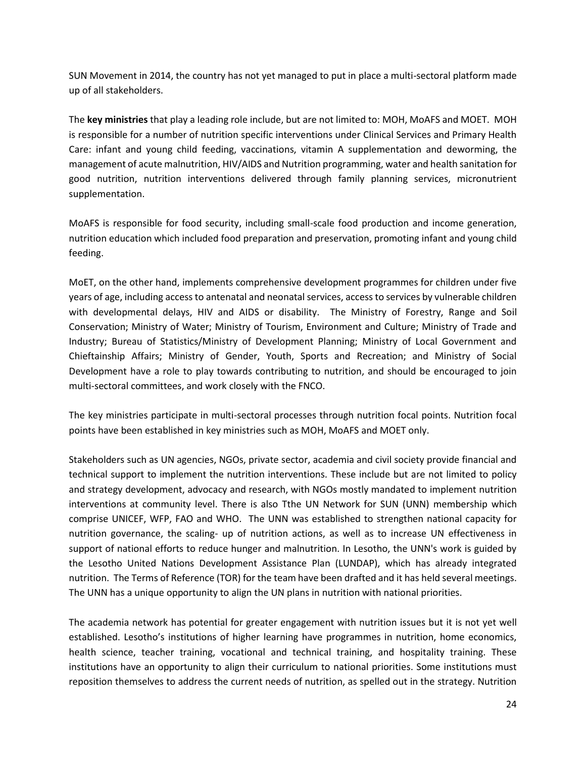SUN Movement in 2014, the country has not yet managed to put in place a multi-sectoral platform made up of all stakeholders.

The **key ministries** that play a leading role include, but are not limited to: MOH, MoAFS and MOET. MOH is responsible for a number of nutrition specific interventions under Clinical Services and Primary Health Care: infant and young child feeding, vaccinations, vitamin A supplementation and deworming, the management of acute malnutrition, HIV/AIDS and Nutrition programming, water and health sanitation for good nutrition, nutrition interventions delivered through family planning services, micronutrient supplementation.

MoAFS is responsible for food security, including small-scale food production and income generation, nutrition education which included food preparation and preservation, promoting infant and young child feeding.

MoET, on the other hand, implements comprehensive development programmes for children under five years of age, including access to antenatal and neonatal services, access to services by vulnerable children with developmental delays, HIV and AIDS or disability. The Ministry of Forestry, Range and Soil Conservation; Ministry of Water; Ministry of Tourism, Environment and Culture; Ministry of Trade and Industry; Bureau of Statistics/Ministry of Development Planning; Ministry of Local Government and Chieftainship Affairs; Ministry of Gender, Youth, Sports and Recreation; and Ministry of Social Development have a role to play towards contributing to nutrition, and should be encouraged to join multi-sectoral committees, and work closely with the FNCO.

The key ministries participate in multi-sectoral processes through nutrition focal points. Nutrition focal points have been established in key ministries such as MOH, MoAFS and MOET only.

Stakeholders such as UN agencies, NGOs, private sector, academia and civil society provide financial and technical support to implement the nutrition interventions. These include but are not limited to policy and strategy development, advocacy and research, with NGOs mostly mandated to implement nutrition interventions at community level. There is also Tthe UN Network for SUN (UNN) membership which comprise UNICEF, WFP, FAO and WHO. The UNN was established to strengthen national capacity for nutrition governance, the scaling- up of nutrition actions, as well as to increase UN effectiveness in support of national efforts to reduce hunger and malnutrition. In Lesotho, the UNN's work is guided by the Lesotho United Nations Development Assistance Plan (LUNDAP), which has already integrated nutrition. The Terms of Reference (TOR) for the team have been drafted and it has held several meetings. The UNN has a unique opportunity to align the UN plans in nutrition with national priorities.

The academia network has potential for greater engagement with nutrition issues but it is not yet well established. Lesotho's institutions of higher learning have programmes in nutrition, home economics, health science, teacher training, vocational and technical training, and hospitality training. These institutions have an opportunity to align their curriculum to national priorities. Some institutions must reposition themselves to address the current needs of nutrition, as spelled out in the strategy. Nutrition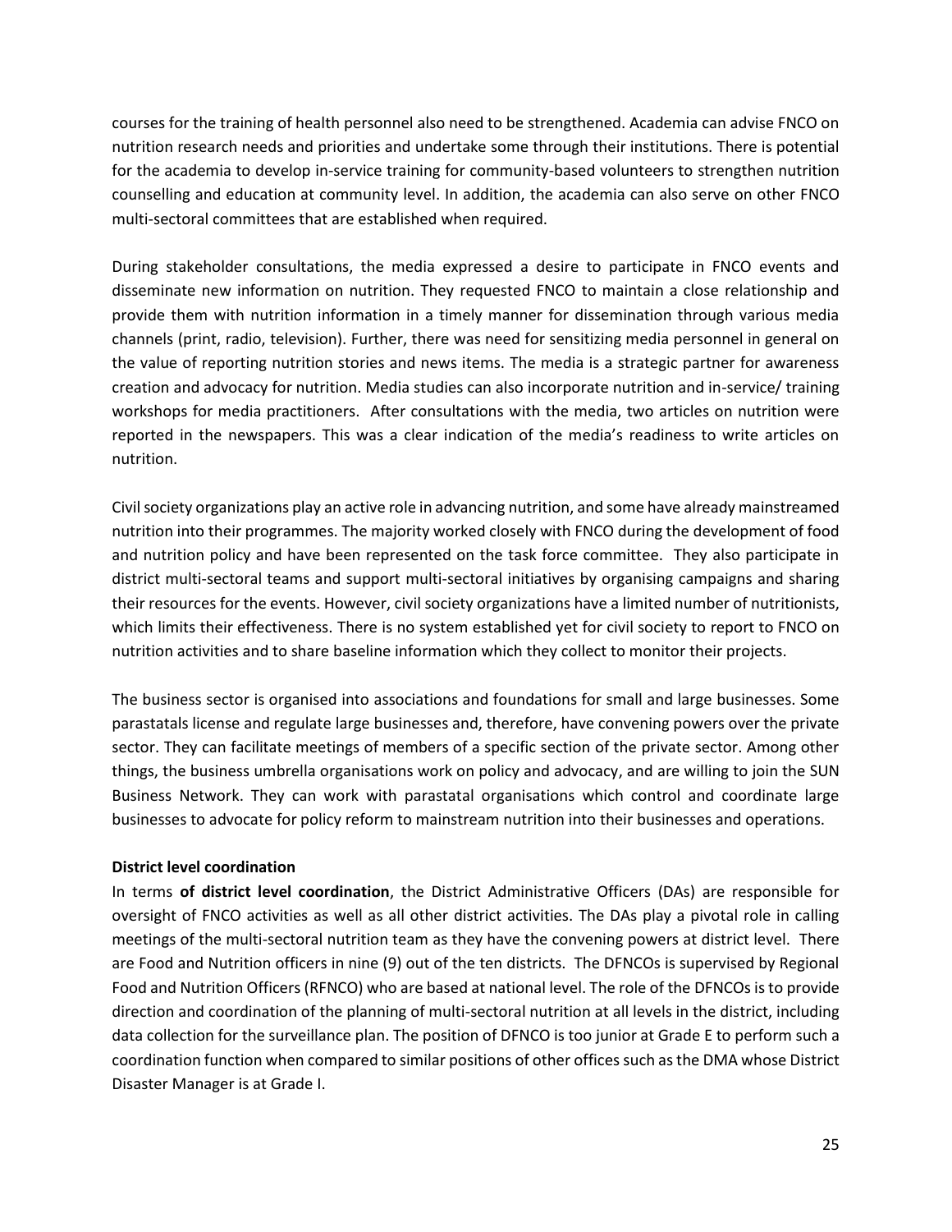courses for the training of health personnel also need to be strengthened. Academia can advise FNCO on nutrition research needs and priorities and undertake some through their institutions. There is potential for the academia to develop in-service training for community-based volunteers to strengthen nutrition counselling and education at community level. In addition, the academia can also serve on other FNCO multi-sectoral committees that are established when required.

During stakeholder consultations, the media expressed a desire to participate in FNCO events and disseminate new information on nutrition. They requested FNCO to maintain a close relationship and provide them with nutrition information in a timely manner for dissemination through various media channels (print, radio, television). Further, there was need for sensitizing media personnel in general on the value of reporting nutrition stories and news items. The media is a strategic partner for awareness creation and advocacy for nutrition. Media studies can also incorporate nutrition and in-service/ training workshops for media practitioners. After consultations with the media, two articles on nutrition were reported in the newspapers. This was a clear indication of the media's readiness to write articles on nutrition.

Civil society organizations play an active role in advancing nutrition, and some have already mainstreamed nutrition into their programmes. The majority worked closely with FNCO during the development of food and nutrition policy and have been represented on the task force committee. They also participate in district multi-sectoral teams and support multi-sectoral initiatives by organising campaigns and sharing their resources for the events. However, civil society organizations have a limited number of nutritionists, which limits their effectiveness. There is no system established yet for civil society to report to FNCO on nutrition activities and to share baseline information which they collect to monitor their projects.

The business sector is organised into associations and foundations for small and large businesses. Some parastatals license and regulate large businesses and, therefore, have convening powers over the private sector. They can facilitate meetings of members of a specific section of the private sector. Among other things, the business umbrella organisations work on policy and advocacy, and are willing to join the SUN Business Network. They can work with parastatal organisations which control and coordinate large businesses to advocate for policy reform to mainstream nutrition into their businesses and operations.

**District level coordination**

In terms **of district level coordination**, the District Administrative Officers (DAs) are responsible for oversight of FNCO activities as well as all other district activities. The DAs play a pivotal role in calling meetings of the multi-sectoral nutrition team as they have the convening powers at district level. There are Food and Nutrition officers in nine (9) out of the ten districts. The DFNCOs is supervised by Regional Food and Nutrition Officers (RFNCO) who are based at national level. The role of the DFNCOs is to provide direction and coordination of the planning of multi-sectoral nutrition at all levels in the district, including data collection for the surveillance plan. The position of DFNCO is too junior at Grade E to perform such a coordination function when compared to similar positions of other offices such as the DMA whose District Disaster Manager is at Grade I.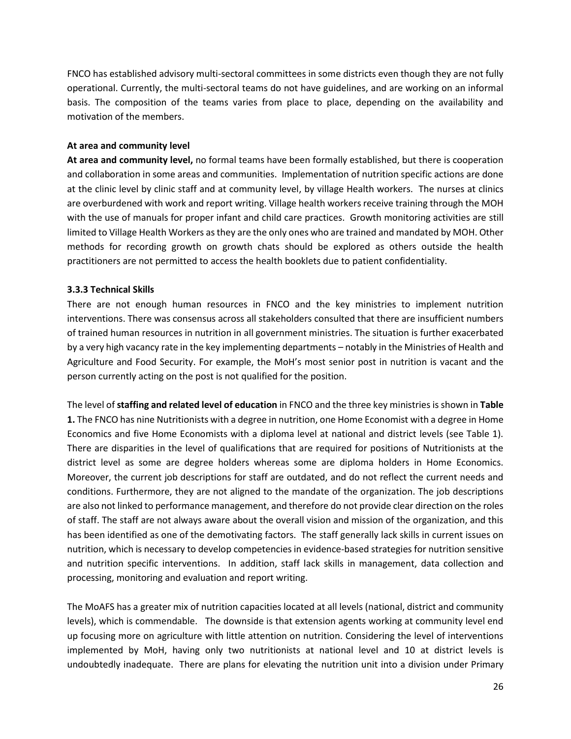FNCO has established advisory multi-sectoral committees in some districts even though they are not fully operational. Currently, the multi-sectoral teams do not have guidelines, and are working on an informal basis. The composition of the teams varies from place to place, depending on the availability and motivation of the members.

#### At area and community level

**At area and community level,** no formal teams have been formally established, but there is cooperation and collaboration in some areas and communities. Implementation of nutrition specific actions are done at the clinic level by clinic staff and at community level, by village Health workers. The nurses at clinics are overburdened with work and report writing. Village health workers receive training through the MOH with the use of manuals for proper infant and child care practices. Growth monitoring activities are still limited to Village Health Workers as they are the only ones who are trained and mandated by MOH. Other methods for recording growth on growth chats should be explored as others outside the health practitioners are not permitted to access the health booklets due to patient confidentiality.

### 3.3.3 Technical Skills

There are not enough human resources in FNCO and the key ministries to implement nutrition interventions. There was consensus across all stakeholders consulted that there are insufficient numbers of trained human resources in nutrition in all government ministries. The situation is further exacerbated by a very high vacancy rate in the key implementing departments – notably in the Ministries of Health and Agriculture and Food Security. For example, the MoH's most senior post in nutrition is vacant and the person currently acting on the post is not qualified for the position.

The level of **staffing and related level of education** in FNCO and the three key ministries is shown in **Table 1.** The FNCO has nine Nutritionists with a degree in nutrition, one Home Economist with a degree in Home Economics and five Home Economists with a diploma level at national and district levels (see Table 1). There are disparities in the level of qualifications that are required for positions of Nutritionists at the district level as some are degree holders whereas some are diploma holders in Home Economics. Moreover, the current job descriptions for staff are outdated, and do not reflect the current needs and conditions. Furthermore, they are not aligned to the mandate of the organization. The job descriptions are also not linked to performance management, and therefore do not provide clear direction on the roles of staff. The staff are not always aware about the overall vision and mission of the organization, and this has been identified as one of the demotivating factors. The staff generally lack skills in current issues on nutrition, which is necessary to develop competencies in evidence-based strategies for nutrition sensitive and nutrition specific interventions. In addition, staff lack skills in management, data collection and processing, monitoring and evaluation and report writing.

The MoAFS has a greater mix of nutrition capacities located at all levels (national, district and community levels), which is commendable. The downside is that extension agents working at community level end up focusing more on agriculture with little attention on nutrition. Considering the level of interventions implemented by MoH, having only two nutritionists at national level and 10 at district levels is undoubtedly inadequate. There are plans for elevating the nutrition unit into a division under Primary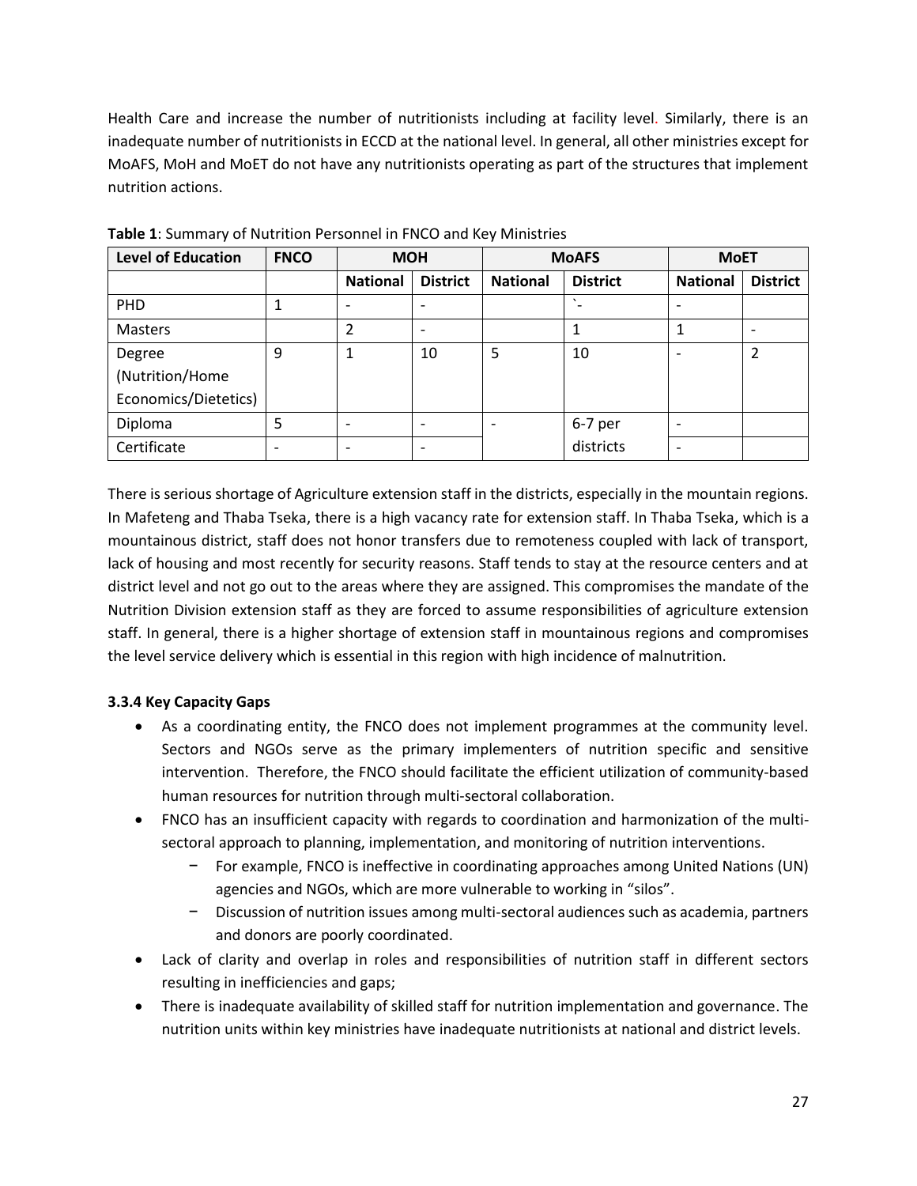Health Care and increase the number of nutritionists including at facility level. Similarly, there is an inadequate number of nutritionists in ECCD at the national level. In general, all other ministries except for MoAFS, MoH and MoET do not have any nutritionists operating as part of the structures that implement nutrition actions.

**Table 1**: Summary of Nutrition Personnel in FNCO and Key Ministries

| Level of Education | FNCO | MOH | | MoAFS | | MoET | |
|---|---|---|---|---|---|---|---|
| | | National | District | National | District | National | District |
| PHD | 1 | - | - | | `- | - | |
| Masters | | 2 | - | | 1 | 1 | - |
| Degree (Nutrition/Home Economics/Dietetics) | 9 | 1 | 10 | 5 | 10 | - | 2 |
| Diploma | 5 | - | - | - | 6-7 per districts | - | |
| Certificate | - | - | - | | | - | |

There is serious shortage of Agriculture extension staff in the districts, especially in the mountain regions. In Mafeteng and Thaba Tseka, there is a high vacancy rate for extension staff. In Thaba Tseka, which is a mountainous district, staff does not honor transfers due to remoteness coupled with lack of transport, lack of housing and most recently for security reasons. Staff tends to stay at the resource centers and at district level and not go out to the areas where they are assigned. This compromises the mandate of the Nutrition Division extension staff as they are forced to assume responsibilities of agriculture extension staff. In general, there is a higher shortage of extension staff in mountainous regions and compromises the level service delivery which is essential in this region with high incidence of malnutrition.

**3.3.4 Key Capacity Gaps**

- As a coordinating entity, the FNCO does not implement programmes at the community level. Sectors and NGOs serve as the primary implementers of nutrition specific and sensitive intervention. Therefore, the FNCO should facilitate the efficient utilization of community-based human resources for nutrition through multi-sectoral collaboration.
- FNCO has an insufficient capacity with regards to coordination and harmonization of the multi-sectoral approach to planning, implementation, and monitoring of nutrition interventions.
  - For example, FNCO is ineffective in coordinating approaches among United Nations (UN) agencies and NGOs, which are more vulnerable to working in "silos".
  - Discussion of nutrition issues among multi-sectoral audiences such as academia, partners and donors are poorly coordinated.
- Lack of clarity and overlap in roles and responsibilities of nutrition staff in different sectors resulting in inefficiencies and gaps;
- There is inadequate availability of skilled staff for nutrition implementation and governance. The nutrition units within key ministries have inadequate nutritionists at national and district levels.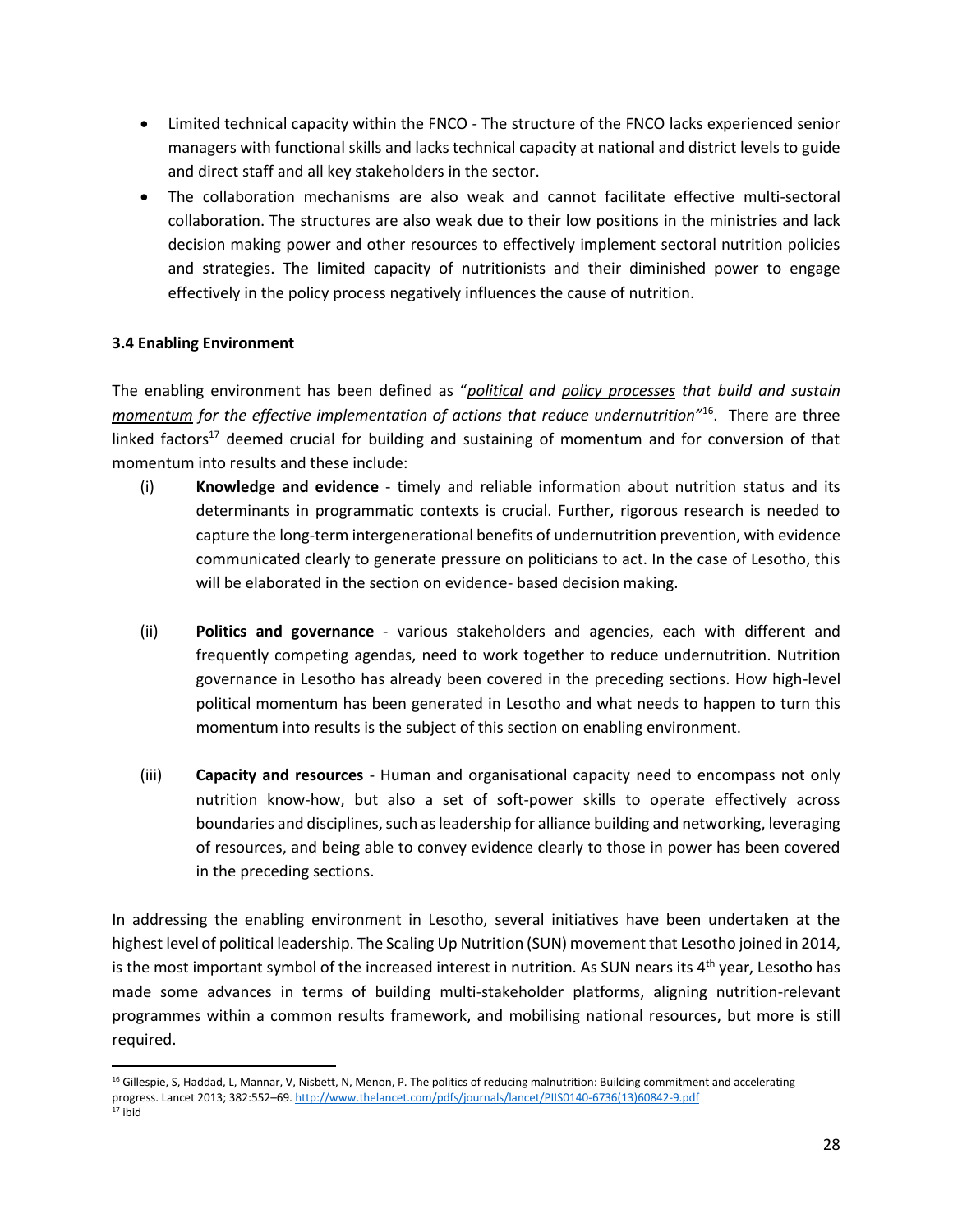- Limited technical capacity within the FNCO - The structure of the FNCO lacks experienced senior managers with functional skills and lacks technical capacity at national and district levels to guide and direct staff and all key stakeholders in the sector.
- The collaboration mechanisms are also weak and cannot facilitate effective multi-sectoral collaboration. The structures are also weak due to their low positions in the ministries and lack decision making power and other resources to effectively implement sectoral nutrition policies and strategies. The limited capacity of nutritionists and their diminished power to engage effectively in the policy process negatively influences the cause of nutrition.

### 3.4 Enabling Environment

The enabling environment has been defined as "*political and policy processes that build and sustain momentum for the effective implementation of actions that reduce undernutrition*"[16]. There are three linked factors[17] deemed crucial for building and sustaining of momentum and for conversion of that momentum into results and these include:

(i) **Knowledge and evidence** - timely and reliable information about nutrition status and its determinants in programmatic contexts is crucial. Further, rigorous research is needed to capture the long-term intergenerational benefits of undernutrition prevention, with evidence communicated clearly to generate pressure on politicians to act. In the case of Lesotho, this will be elaborated in the section on evidence- based decision making.

(ii) **Politics and governance** - various stakeholders and agencies, each with different and frequently competing agendas, need to work together to reduce undernutrition. Nutrition governance in Lesotho has already been covered in the preceding sections. How high-level political momentum has been generated in Lesotho and what needs to happen to turn this momentum into results is the subject of this section on enabling environment.

(iii) **Capacity and resources** - Human and organisational capacity need to encompass not only nutrition know-how, but also a set of soft-power skills to operate effectively across boundaries and disciplines, such as leadership for alliance building and networking, leveraging of resources, and being able to convey evidence clearly to those in power has been covered in the preceding sections.

In addressing the enabling environment in Lesotho, several initiatives have been undertaken at the highest level of political leadership. The Scaling Up Nutrition (SUN) movement that Lesotho joined in 2014, is the most important symbol of the increased interest in nutrition. As SUN nears its 4th year, Lesotho has made some advances in terms of building multi-stakeholder platforms, aligning nutrition-relevant programmes within a common results framework, and mobilising national resources, but more is still required.

---

[16] Gillespie, S, Haddad, L, Mannar, V, Nisbett, N, Menon, P. The politics of reducing malnutrition: Building commitment and accelerating progress. Lancet 2013; 382:552–69. http://www.thelancet.com/pdfs/journals/lancet/PIIS0140-6736(13)60842-9.pdf

[17] ibid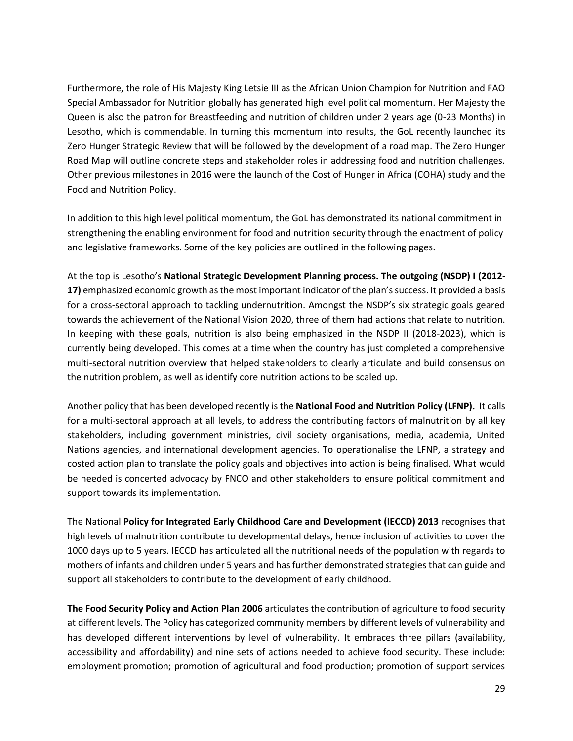Furthermore, the role of His Majesty King Letsie III as the African Union Champion for Nutrition and FAO Special Ambassador for Nutrition globally has generated high level political momentum. Her Majesty the Queen is also the patron for Breastfeeding and nutrition of children under 2 years age (0-23 Months) in Lesotho, which is commendable. In turning this momentum into results, the GoL recently launched its Zero Hunger Strategic Review that will be followed by the development of a road map. The Zero Hunger Road Map will outline concrete steps and stakeholder roles in addressing food and nutrition challenges. Other previous milestones in 2016 were the launch of the Cost of Hunger in Africa (COHA) study and the Food and Nutrition Policy.

In addition to this high level political momentum, the GoL has demonstrated its national commitment in strengthening the enabling environment for food and nutrition security through the enactment of policy and legislative frameworks. Some of the key policies are outlined in the following pages.

At the top is Lesotho's **National Strategic Development Planning process. The outgoing (NSDP) I (2012-17)** emphasized economic growth as the most important indicator of the plan's success. It provided a basis for a cross-sectoral approach to tackling undernutrition. Amongst the NSDP's six strategic goals geared towards the achievement of the National Vision 2020, three of them had actions that relate to nutrition. In keeping with these goals, nutrition is also being emphasized in the NSDP II (2018-2023), which is currently being developed. This comes at a time when the country has just completed a comprehensive multi-sectoral nutrition overview that helped stakeholders to clearly articulate and build consensus on the nutrition problem, as well as identify core nutrition actions to be scaled up.

Another policy that has been developed recently is the **National Food and Nutrition Policy (LFNP).** It calls for a multi-sectoral approach at all levels, to address the contributing factors of malnutrition by all key stakeholders, including government ministries, civil society organisations, media, academia, United Nations agencies, and international development agencies. To operationalise the LFNP, a strategy and costed action plan to translate the policy goals and objectives into action is being finalised. What would be needed is concerted advocacy by FNCO and other stakeholders to ensure political commitment and support towards its implementation.

The National **Policy for Integrated Early Childhood Care and Development (IECCD) 2013** recognises that high levels of malnutrition contribute to developmental delays, hence inclusion of activities to cover the 1000 days up to 5 years. IECCD has articulated all the nutritional needs of the population with regards to mothers of infants and children under 5 years and has further demonstrated strategies that can guide and support all stakeholders to contribute to the development of early childhood.

**The Food Security Policy and Action Plan 2006** articulates the contribution of agriculture to food security at different levels. The Policy has categorized community members by different levels of vulnerability and has developed different interventions by level of vulnerability. It embraces three pillars (availability, accessibility and affordability) and nine sets of actions needed to achieve food security. These include: employment promotion; promotion of agricultural and food production; promotion of support services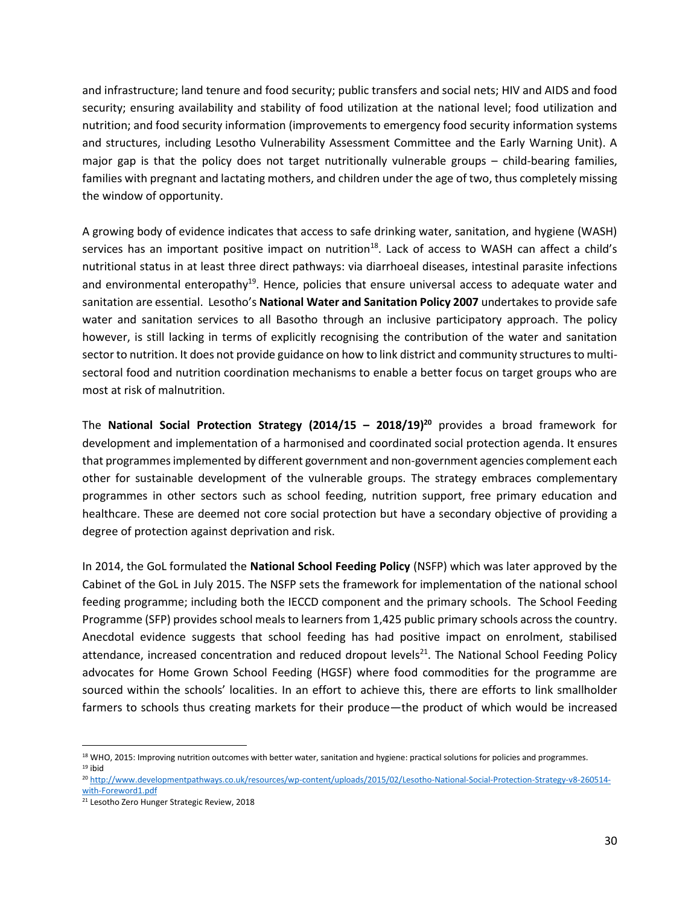and infrastructure; land tenure and food security; public transfers and social nets; HIV and AIDS and food security; ensuring availability and stability of food utilization at the national level; food utilization and nutrition; and food security information (improvements to emergency food security information systems and structures, including Lesotho Vulnerability Assessment Committee and the Early Warning Unit). A major gap is that the policy does not target nutritionally vulnerable groups – child-bearing families, families with pregnant and lactating mothers, and children under the age of two, thus completely missing the window of opportunity.

A growing body of evidence indicates that access to safe drinking water, sanitation, and hygiene (WASH) services has an important positive impact on nutrition[18]. Lack of access to WASH can affect a child's nutritional status in at least three direct pathways: via diarrhoeal diseases, intestinal parasite infections and environmental enteropathy[19]. Hence, policies that ensure universal access to adequate water and sanitation are essential. Lesotho's **National Water and Sanitation Policy 2007** undertakes to provide safe water and sanitation services to all Basotho through an inclusive participatory approach. The policy however, is still lacking in terms of explicitly recognising the contribution of the water and sanitation sector to nutrition. It does not provide guidance on how to link district and community structures to multi-sectoral food and nutrition coordination mechanisms to enable a better focus on target groups who are most at risk of malnutrition.

The **National Social Protection Strategy (2014/15 – 2018/19)[20]** provides a broad framework for development and implementation of a harmonised and coordinated social protection agenda. It ensures that programmes implemented by different government and non-government agencies complement each other for sustainable development of the vulnerable groups. The strategy embraces complementary programmes in other sectors such as school feeding, nutrition support, free primary education and healthcare. These are deemed not core social protection but have a secondary objective of providing a degree of protection against deprivation and risk.

In 2014, the GoL formulated the **National School Feeding Policy** (NSFP) which was later approved by the Cabinet of the GoL in July 2015. The NSFP sets the framework for implementation of the national school feeding programme; including both the IECCD component and the primary schools. The School Feeding Programme (SFP) provides school meals to learners from 1,425 public primary schools across the country. Anecdotal evidence suggests that school feeding has had positive impact on enrolment, stabilised attendance, increased concentration and reduced dropout levels[21]. The National School Feeding Policy advocates for Home Grown School Feeding (HGSF) where food commodities for the programme are sourced within the schools' localities. In an effort to achieve this, there are efforts to link smallholder farmers to schools thus creating markets for their produce—the product of which would be increased

---

[18] WHO, 2015: Improving nutrition outcomes with better water, sanitation and hygiene: practical solutions for policies and programmes.

[19] ibid

[20] http://www.developmentpathways.co.uk/resources/wp-content/uploads/2015/02/Lesotho-National-Social-Protection-Strategy-v8-260514-with-Foreword1.pdf

[21] Lesotho Zero Hunger Strategic Review, 2018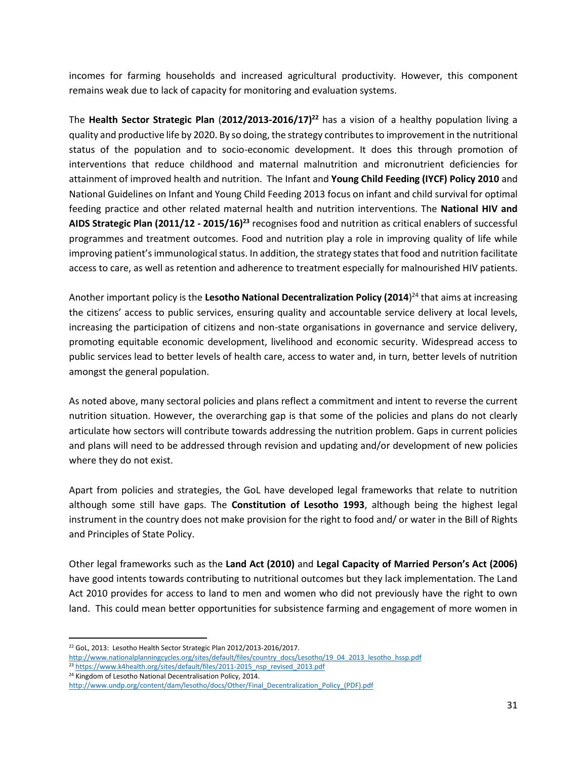incomes for farming households and increased agricultural productivity. However, this component remains weak due to lack of capacity for monitoring and evaluation systems.

The **Health Sector Strategic Plan** (**2012/2013-2016/17)**[22] has a vision of a healthy population living a quality and productive life by 2020. By so doing, the strategy contributes to improvement in the nutritional status of the population and to socio-economic development. It does this through promotion of interventions that reduce childhood and maternal malnutrition and micronutrient deficiencies for attainment of improved health and nutrition. The Infant and **Young Child Feeding (IYCF) Policy 2010** and National Guidelines on Infant and Young Child Feeding 2013 focus on infant and child survival for optimal feeding practice and other related maternal health and nutrition interventions. The **National HIV and AIDS Strategic Plan (2011/12 - 2015/16)**[23] recognises food and nutrition as critical enablers of successful programmes and treatment outcomes. Food and nutrition play a role in improving quality of life while improving patient's immunological status. In addition, the strategy states that food and nutrition facilitate access to care, as well as retention and adherence to treatment especially for malnourished HIV patients.

Another important policy is the **Lesotho National Decentralization Policy (2014**)[24] that aims at increasing the citizens' access to public services, ensuring quality and accountable service delivery at local levels, increasing the participation of citizens and non-state organisations in governance and service delivery, promoting equitable economic development, livelihood and economic security. Widespread access to public services lead to better levels of health care, access to water and, in turn, better levels of nutrition amongst the general population.

As noted above, many sectoral policies and plans reflect a commitment and intent to reverse the current nutrition situation. However, the overarching gap is that some of the policies and plans do not clearly articulate how sectors will contribute towards addressing the nutrition problem. Gaps in current policies and plans will need to be addressed through revision and updating and/or development of new policies where they do not exist.

Apart from policies and strategies, the GoL have developed legal frameworks that relate to nutrition although some still have gaps. The **Constitution of Lesotho 1993**, although being the highest legal instrument in the country does not make provision for the right to food and/ or water in the Bill of Rights and Principles of State Policy.

Other legal frameworks such as the **Land Act (2010)** and **Legal Capacity of Married Person's Act (2006)** have good intents towards contributing to nutritional outcomes but they lack implementation. The Land Act 2010 provides for access to land to men and women who did not previously have the right to own land. This could mean better opportunities for subsistence farming and engagement of more women in

---

[22] GoL, 2013: Lesotho Health Sector Strategic Plan 2012/2013-2016/2017. http://www.nationalplanningcycles.org/sites/default/files/country_docs/Lesotho/19_04_2013_lesotho_hssp.pdf

[23] https://www.k4health.org/sites/default/files/2011-2015_nsp_revised_2013.pdf

[24] Kingdom of Lesotho National Decentralisation Policy, 2014. http://www.undp.org/content/dam/lesotho/docs/Other/Final_Decentralization_Policy_(PDF).pdf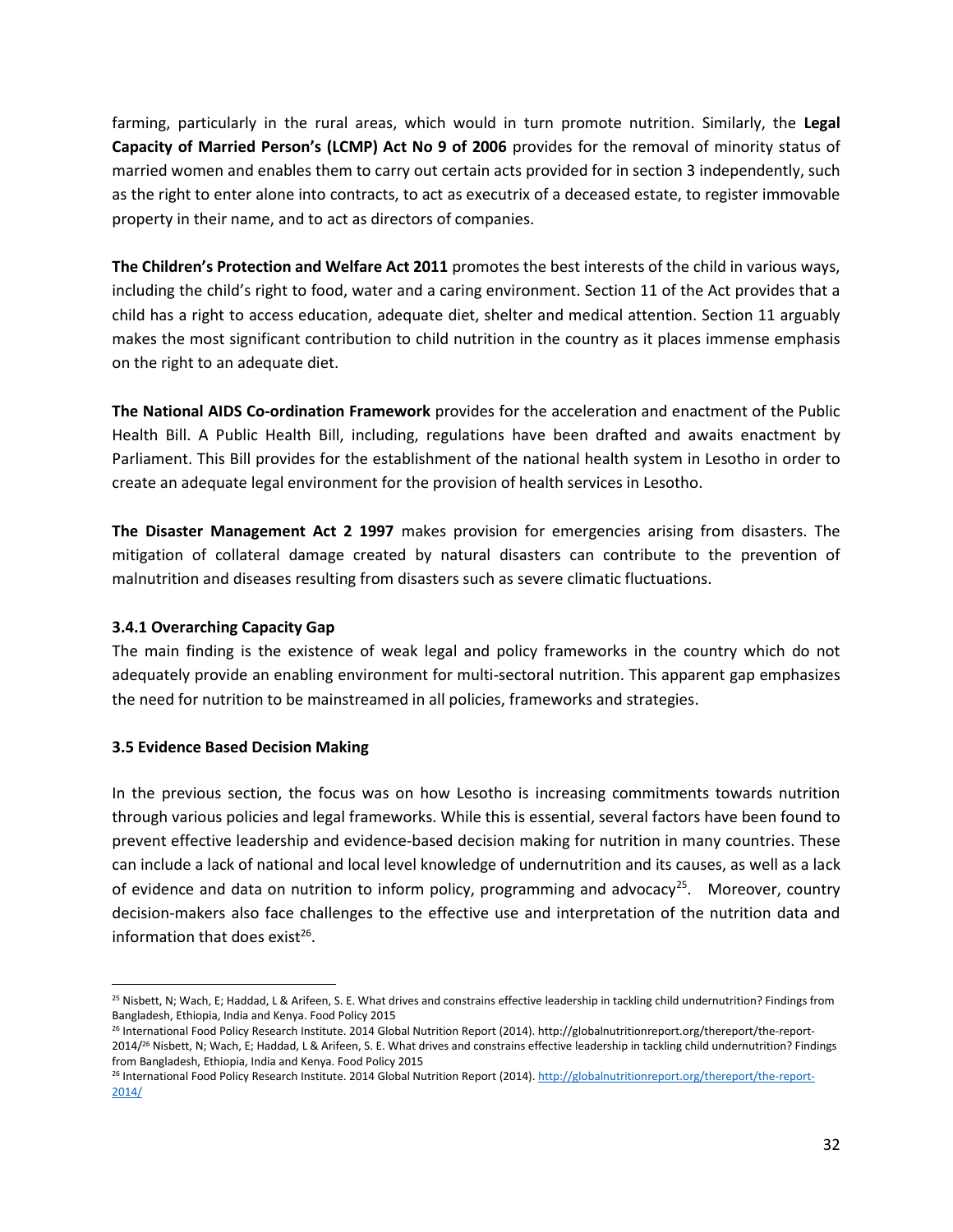farming, particularly in the rural areas, which would in turn promote nutrition. Similarly, the **Legal Capacity of Married Person's (LCMP) Act No 9 of 2006** provides for the removal of minority status of married women and enables them to carry out certain acts provided for in section 3 independently, such as the right to enter alone into contracts, to act as executrix of a deceased estate, to register immovable property in their name, and to act as directors of companies.

**The Children's Protection and Welfare Act 2011** promotes the best interests of the child in various ways, including the child's right to food, water and a caring environment. Section 11 of the Act provides that a child has a right to access education, adequate diet, shelter and medical attention. Section 11 arguably makes the most significant contribution to child nutrition in the country as it places immense emphasis on the right to an adequate diet.

**The National AIDS Co-ordination Framework** provides for the acceleration and enactment of the Public Health Bill. A Public Health Bill, including, regulations have been drafted and awaits enactment by Parliament. This Bill provides for the establishment of the national health system in Lesotho in order to create an adequate legal environment for the provision of health services in Lesotho.

**The Disaster Management Act 2 1997** makes provision for emergencies arising from disasters. The mitigation of collateral damage created by natural disasters can contribute to the prevention of malnutrition and diseases resulting from disasters such as severe climatic fluctuations.

#### 3.4.1 Overarching Capacity Gap

The main finding is the existence of weak legal and policy frameworks in the country which do not adequately provide an enabling environment for multi-sectoral nutrition. This apparent gap emphasizes the need for nutrition to be mainstreamed in all policies, frameworks and strategies.

### 3.5 Evidence Based Decision Making

In the previous section, the focus was on how Lesotho is increasing commitments towards nutrition through various policies and legal frameworks. While this is essential, several factors have been found to prevent effective leadership and evidence-based decision making for nutrition in many countries. These can include a lack of national and local level knowledge of undernutrition and its causes, as well as a lack of evidence and data on nutrition to inform policy, programming and advocacy[25]. Moreover, country decision-makers also face challenges to the effective use and interpretation of the nutrition data and information that does exist[26].

---

[25] Nisbett, N; Wach, E; Haddad, L & Arifeen, S. E. What drives and constrains effective leadership in tackling child undernutrition? Findings from Bangladesh, Ethiopia, India and Kenya. Food Policy 2015

[26] International Food Policy Research Institute. 2014 Global Nutrition Report (2014). http://globalnutritionreport.org/thereport/the-report-2014/[26] Nisbett, N; Wach, E; Haddad, L & Arifeen, S. E. What drives and constrains effective leadership in tackling child undernutrition? Findings from Bangladesh, Ethiopia, India and Kenya. Food Policy 2015

[26] International Food Policy Research Institute. 2014 Global Nutrition Report (2014). http://globalnutritionreport.org/thereport/the-report-2014/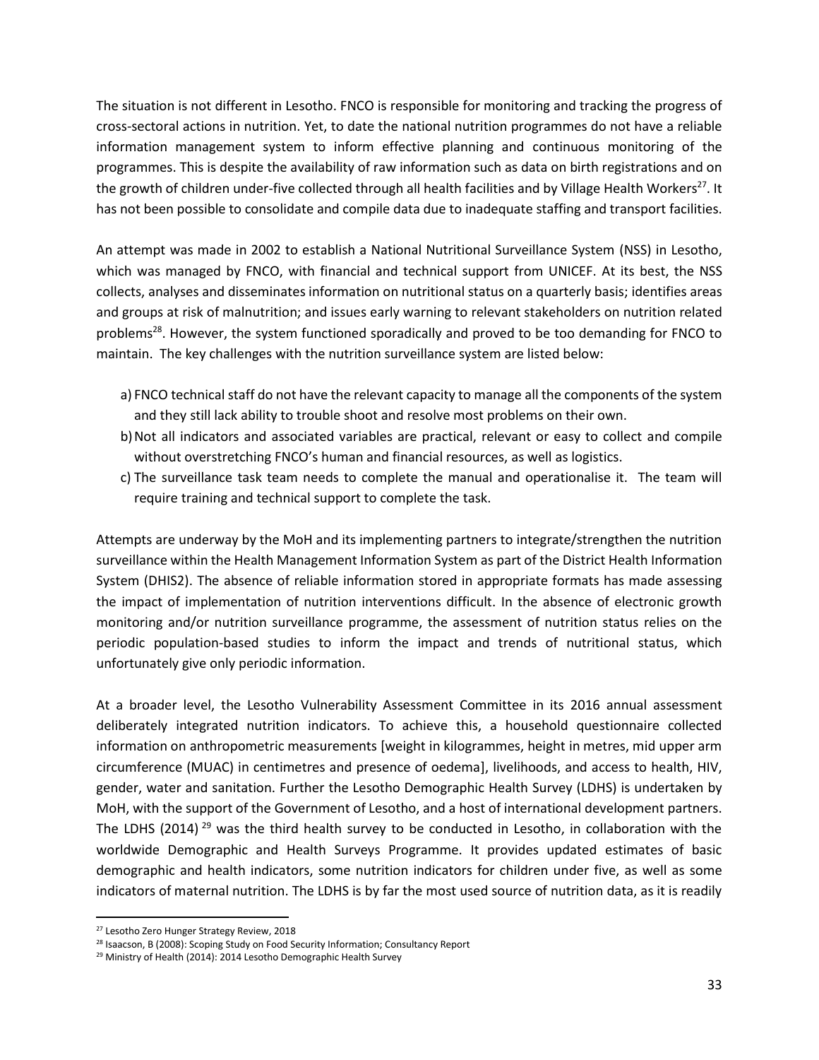The situation is not different in Lesotho. FNCO is responsible for monitoring and tracking the progress of cross-sectoral actions in nutrition. Yet, to date the national nutrition programmes do not have a reliable information management system to inform effective planning and continuous monitoring of the programmes. This is despite the availability of raw information such as data on birth registrations and on the growth of children under-five collected through all health facilities and by Village Health Workers[27]. It has not been possible to consolidate and compile data due to inadequate staffing and transport facilities.

An attempt was made in 2002 to establish a National Nutritional Surveillance System (NSS) in Lesotho, which was managed by FNCO, with financial and technical support from UNICEF. At its best, the NSS collects, analyses and disseminates information on nutritional status on a quarterly basis; identifies areas and groups at risk of malnutrition; and issues early warning to relevant stakeholders on nutrition related problems[28]. However, the system functioned sporadically and proved to be too demanding for FNCO to maintain. The key challenges with the nutrition surveillance system are listed below:

a) FNCO technical staff do not have the relevant capacity to manage all the components of the system and they still lack ability to trouble shoot and resolve most problems on their own.
b) Not all indicators and associated variables are practical, relevant or easy to collect and compile without overstretching FNCO's human and financial resources, as well as logistics.
c) The surveillance task team needs to complete the manual and operationalise it. The team will require training and technical support to complete the task.

Attempts are underway by the MoH and its implementing partners to integrate/strengthen the nutrition surveillance within the Health Management Information System as part of the District Health Information System (DHIS2). The absence of reliable information stored in appropriate formats has made assessing the impact of implementation of nutrition interventions difficult. In the absence of electronic growth monitoring and/or nutrition surveillance programme, the assessment of nutrition status relies on the periodic population-based studies to inform the impact and trends of nutritional status, which unfortunately give only periodic information.

At a broader level, the Lesotho Vulnerability Assessment Committee in its 2016 annual assessment deliberately integrated nutrition indicators. To achieve this, a household questionnaire collected information on anthropometric measurements [weight in kilogrammes, height in metres, mid upper arm circumference (MUAC) in centimetres and presence of oedema], livelihoods, and access to health, HIV, gender, water and sanitation. Further the Lesotho Demographic Health Survey (LDHS) is undertaken by MoH, with the support of the Government of Lesotho, and a host of international development partners. The LDHS (2014) [29] was the third health survey to be conducted in Lesotho, in collaboration with the worldwide Demographic and Health Surveys Programme. It provides updated estimates of basic demographic and health indicators, some nutrition indicators for children under five, as well as some indicators of maternal nutrition. The LDHS is by far the most used source of nutrition data, as it is readily

---

[27] Lesotho Zero Hunger Strategy Review, 2018

[28] Isaacson, B (2008): Scoping Study on Food Security Information; Consultancy Report

[29] Ministry of Health (2014): 2014 Lesotho Demographic Health Survey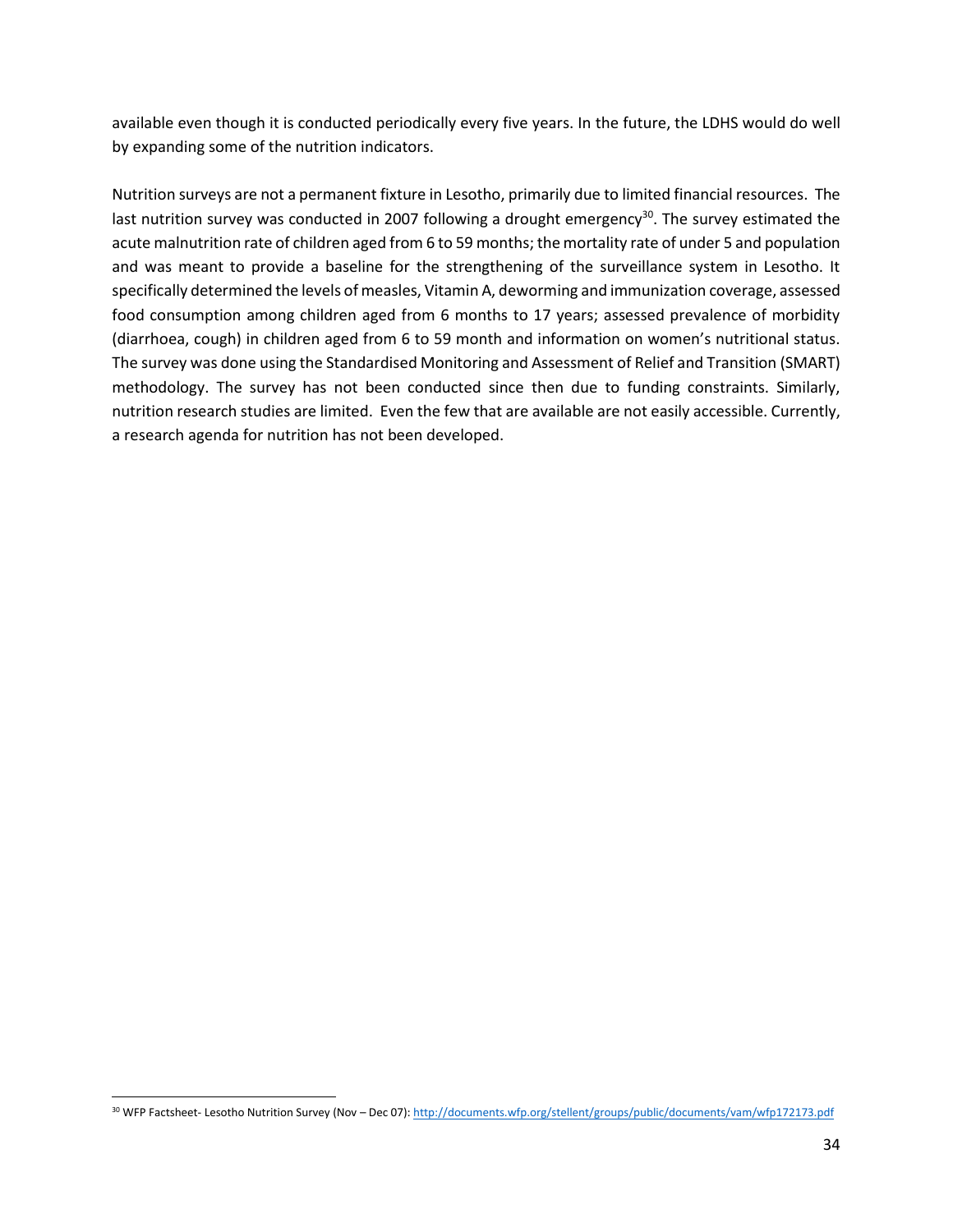available even though it is conducted periodically every five years. In the future, the LDHS would do well by expanding some of the nutrition indicators.

Nutrition surveys are not a permanent fixture in Lesotho, primarily due to limited financial resources. The last nutrition survey was conducted in 2007 following a drought emergency[30]. The survey estimated the acute malnutrition rate of children aged from 6 to 59 months; the mortality rate of under 5 and population and was meant to provide a baseline for the strengthening of the surveillance system in Lesotho. It specifically determined the levels of measles, Vitamin A, deworming and immunization coverage, assessed food consumption among children aged from 6 months to 17 years; assessed prevalence of morbidity (diarrhoea, cough) in children aged from 6 to 59 month and information on women's nutritional status. The survey was done using the Standardised Monitoring and Assessment of Relief and Transition (SMART) methodology. The survey has not been conducted since then due to funding constraints. Similarly, nutrition research studies are limited. Even the few that are available are not easily accessible. Currently, a research agenda for nutrition has not been developed.

---

[30] WFP Factsheet- Lesotho Nutrition Survey (Nov – Dec 07): http://documents.wfp.org/stellent/groups/public/documents/vam/wfp172173.pdf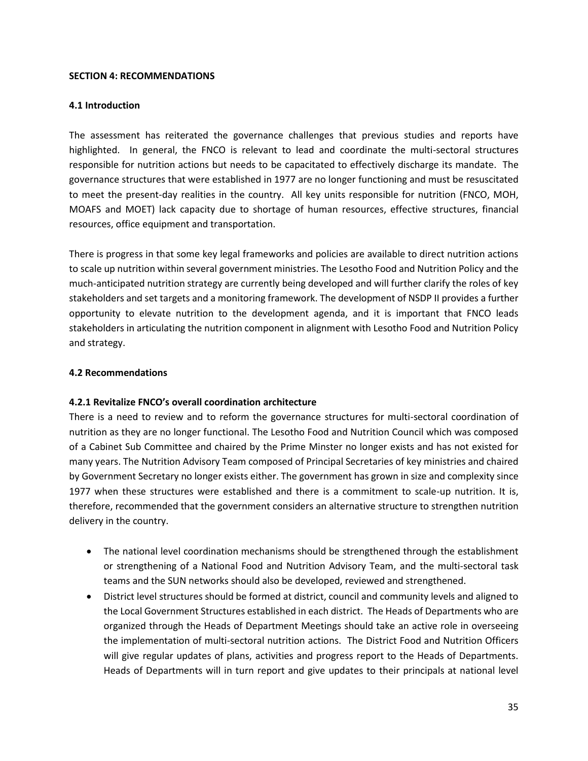## SECTION 4: RECOMMENDATIONS

### 4.1 Introduction

The assessment has reiterated the governance challenges that previous studies and reports have highlighted. In general, the FNCO is relevant to lead and coordinate the multi-sectoral structures responsible for nutrition actions but needs to be capacitated to effectively discharge its mandate. The governance structures that were established in 1977 are no longer functioning and must be resuscitated to meet the present-day realities in the country. All key units responsible for nutrition (FNCO, MOH, MOAFS and MOET) lack capacity due to shortage of human resources, effective structures, financial resources, office equipment and transportation.

There is progress in that some key legal frameworks and policies are available to direct nutrition actions to scale up nutrition within several government ministries. The Lesotho Food and Nutrition Policy and the much-anticipated nutrition strategy are currently being developed and will further clarify the roles of key stakeholders and set targets and a monitoring framework. The development of NSDP II provides a further opportunity to elevate nutrition to the development agenda, and it is important that FNCO leads stakeholders in articulating the nutrition component in alignment with Lesotho Food and Nutrition Policy and strategy.

### 4.2 Recommendations

#### 4.2.1 Revitalize FNCO's overall coordination architecture

There is a need to review and to reform the governance structures for multi-sectoral coordination of nutrition as they are no longer functional. The Lesotho Food and Nutrition Council which was composed of a Cabinet Sub Committee and chaired by the Prime Minster no longer exists and has not existed for many years. The Nutrition Advisory Team composed of Principal Secretaries of key ministries and chaired by Government Secretary no longer exists either. The government has grown in size and complexity since 1977 when these structures were established and there is a commitment to scale-up nutrition. It is, therefore, recommended that the government considers an alternative structure to strengthen nutrition delivery in the country.

- The national level coordination mechanisms should be strengthened through the establishment or strengthening of a National Food and Nutrition Advisory Team, and the multi-sectoral task teams and the SUN networks should also be developed, reviewed and strengthened.
- District level structures should be formed at district, council and community levels and aligned to the Local Government Structures established in each district. The Heads of Departments who are organized through the Heads of Department Meetings should take an active role in overseeing the implementation of multi-sectoral nutrition actions. The District Food and Nutrition Officers will give regular updates of plans, activities and progress report to the Heads of Departments. Heads of Departments will in turn report and give updates to their principals at national level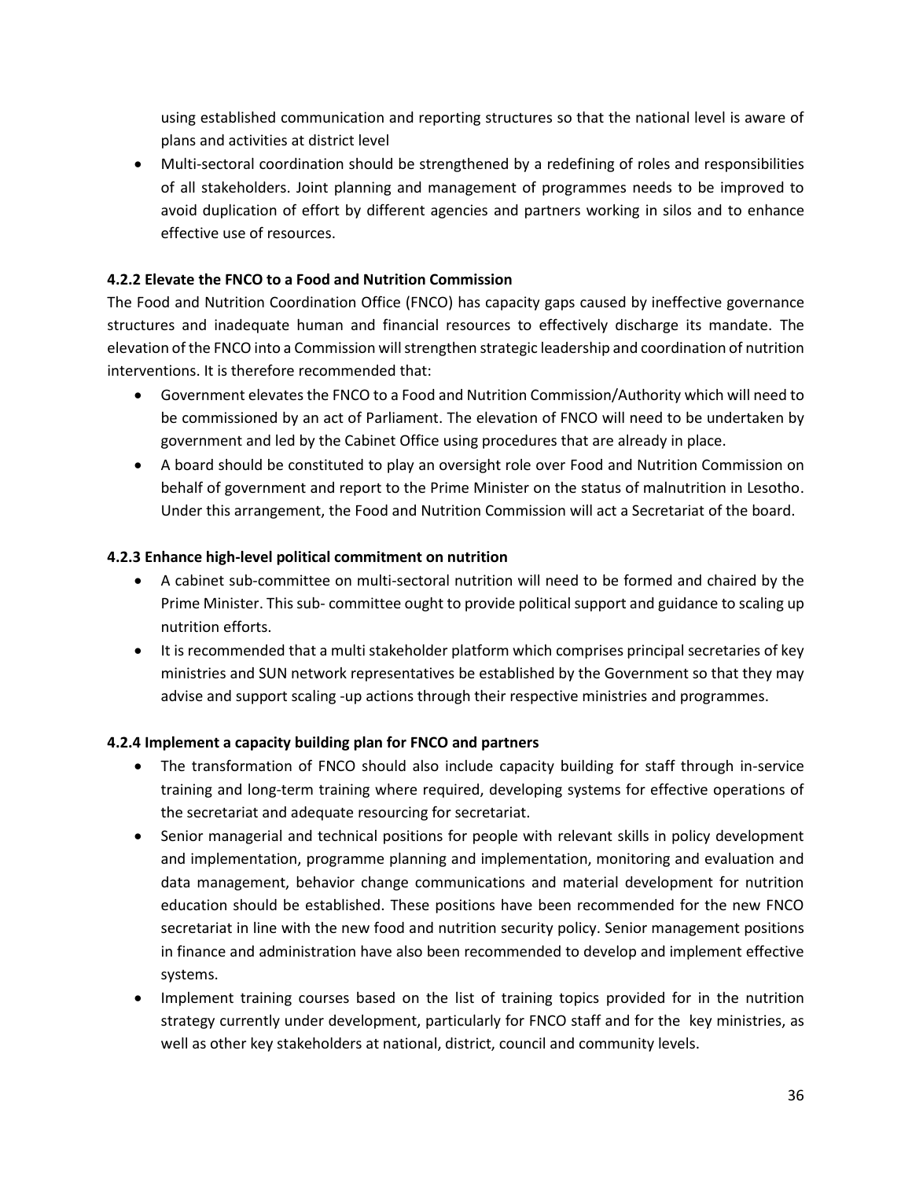using established communication and reporting structures so that the national level is aware of plans and activities at district level

- Multi-sectoral coordination should be strengthened by a redefining of roles and responsibilities of all stakeholders. Joint planning and management of programmes needs to be improved to avoid duplication of effort by different agencies and partners working in silos and to enhance effective use of resources.

#### 4.2.2 Elevate the FNCO to a Food and Nutrition Commission

The Food and Nutrition Coordination Office (FNCO) has capacity gaps caused by ineffective governance structures and inadequate human and financial resources to effectively discharge its mandate. The elevation of the FNCO into a Commission will strengthen strategic leadership and coordination of nutrition interventions. It is therefore recommended that:

- Government elevates the FNCO to a Food and Nutrition Commission/Authority which will need to be commissioned by an act of Parliament. The elevation of FNCO will need to be undertaken by government and led by the Cabinet Office using procedures that are already in place.
- A board should be constituted to play an oversight role over Food and Nutrition Commission on behalf of government and report to the Prime Minister on the status of malnutrition in Lesotho. Under this arrangement, the Food and Nutrition Commission will act a Secretariat of the board.

#### 4.2.3 Enhance high-level political commitment on nutrition

- A cabinet sub-committee on multi-sectoral nutrition will need to be formed and chaired by the Prime Minister. This sub- committee ought to provide political support and guidance to scaling up nutrition efforts.
- It is recommended that a multi stakeholder platform which comprises principal secretaries of key ministries and SUN network representatives be established by the Government so that they may advise and support scaling -up actions through their respective ministries and programmes.

#### 4.2.4 Implement a capacity building plan for FNCO and partners

- The transformation of FNCO should also include capacity building for staff through in-service training and long-term training where required, developing systems for effective operations of the secretariat and adequate resourcing for secretariat.
- Senior managerial and technical positions for people with relevant skills in policy development and implementation, programme planning and implementation, monitoring and evaluation and data management, behavior change communications and material development for nutrition education should be established. These positions have been recommended for the new FNCO secretariat in line with the new food and nutrition security policy. Senior management positions in finance and administration have also been recommended to develop and implement effective systems.
- Implement training courses based on the list of training topics provided for in the nutrition strategy currently under development, particularly for FNCO staff and for the key ministries, as well as other key stakeholders at national, district, council and community levels.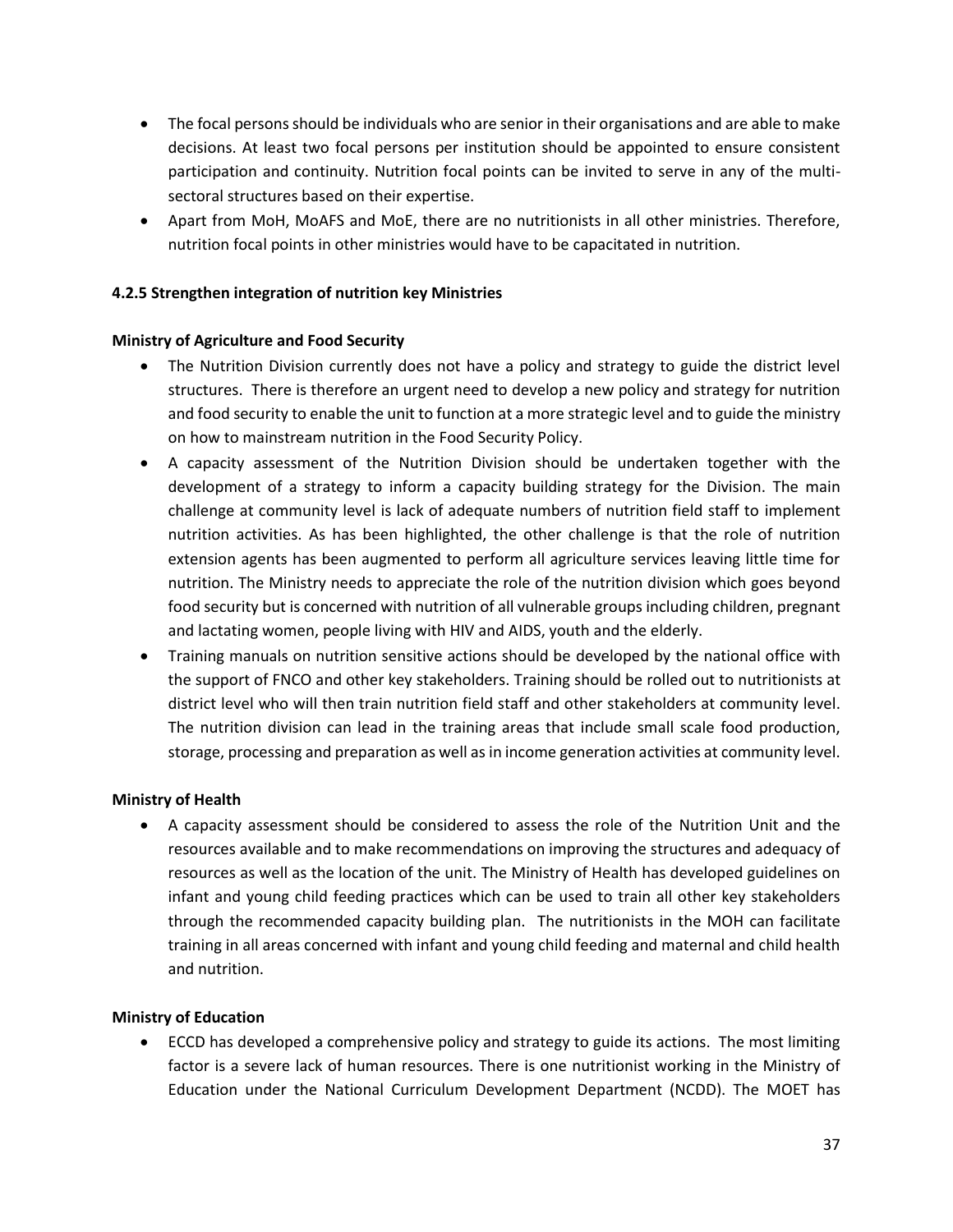- The focal persons should be individuals who are senior in their organisations and are able to make decisions. At least two focal persons per institution should be appointed to ensure consistent participation and continuity. Nutrition focal points can be invited to serve in any of the multi-sectoral structures based on their expertise.
- Apart from MoH, MoAFS and MoE, there are no nutritionists in all other ministries. Therefore, nutrition focal points in other ministries would have to be capacitated in nutrition.

#### 4.2.5 Strengthen integration of nutrition key Ministries

**Ministry of Agriculture and Food Security**

- The Nutrition Division currently does not have a policy and strategy to guide the district level structures. There is therefore an urgent need to develop a new policy and strategy for nutrition and food security to enable the unit to function at a more strategic level and to guide the ministry on how to mainstream nutrition in the Food Security Policy.
- A capacity assessment of the Nutrition Division should be undertaken together with the development of a strategy to inform a capacity building strategy for the Division. The main challenge at community level is lack of adequate numbers of nutrition field staff to implement nutrition activities. As has been highlighted, the other challenge is that the role of nutrition extension agents has been augmented to perform all agriculture services leaving little time for nutrition. The Ministry needs to appreciate the role of the nutrition division which goes beyond food security but is concerned with nutrition of all vulnerable groups including children, pregnant and lactating women, people living with HIV and AIDS, youth and the elderly.
- Training manuals on nutrition sensitive actions should be developed by the national office with the support of FNCO and other key stakeholders. Training should be rolled out to nutritionists at district level who will then train nutrition field staff and other stakeholders at community level. The nutrition division can lead in the training areas that include small scale food production, storage, processing and preparation as well as in income generation activities at community level.

**Ministry of Health**

- A capacity assessment should be considered to assess the role of the Nutrition Unit and the resources available and to make recommendations on improving the structures and adequacy of resources as well as the location of the unit. The Ministry of Health has developed guidelines on infant and young child feeding practices which can be used to train all other key stakeholders through the recommended capacity building plan. The nutritionists in the MOH can facilitate training in all areas concerned with infant and young child feeding and maternal and child health and nutrition.

**Ministry of Education**

- ECCD has developed a comprehensive policy and strategy to guide its actions. The most limiting factor is a severe lack of human resources. There is one nutritionist working in the Ministry of Education under the National Curriculum Development Department (NCDD). The MOET has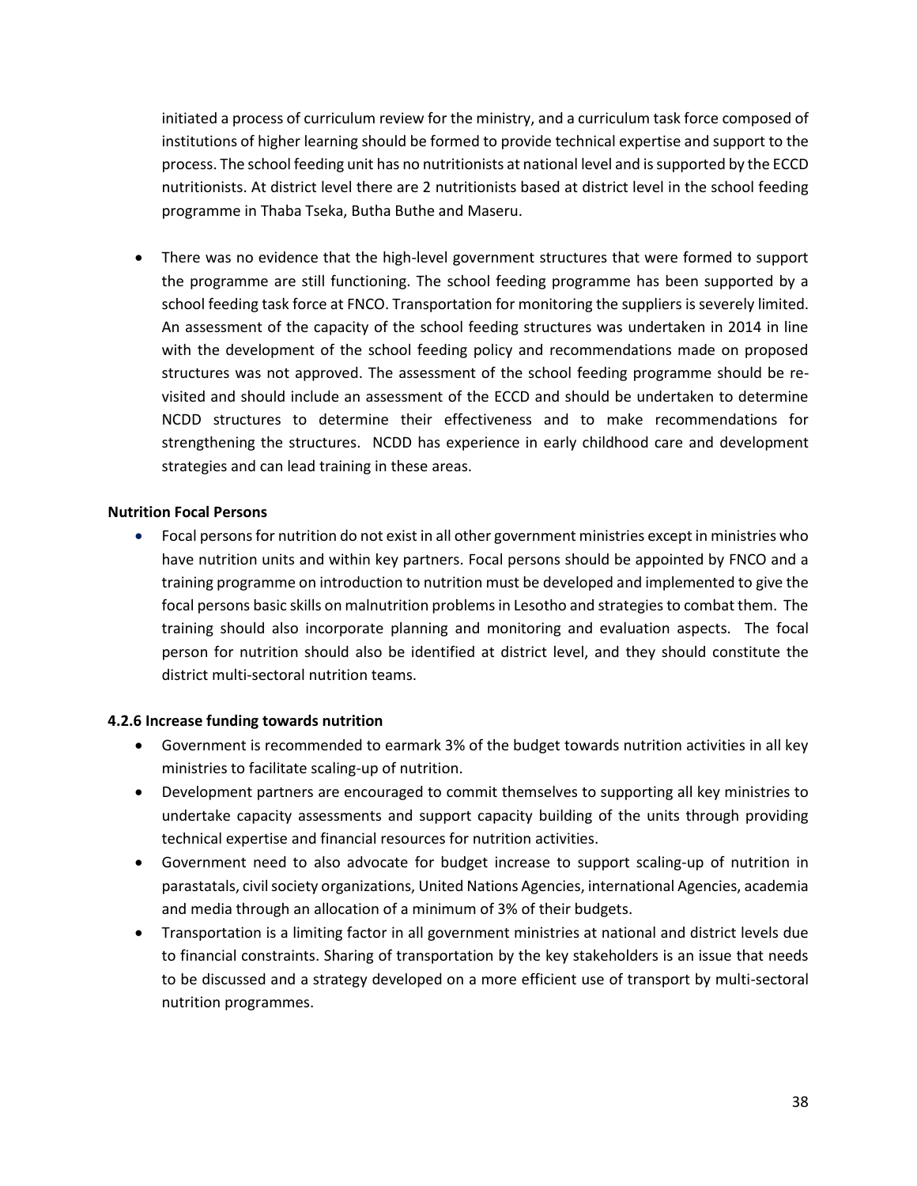initiated a process of curriculum review for the ministry, and a curriculum task force composed of institutions of higher learning should be formed to provide technical expertise and support to the process. The school feeding unit has no nutritionists at national level and is supported by the ECCD nutritionists. At district level there are 2 nutritionists based at district level in the school feeding programme in Thaba Tseka, Butha Buthe and Maseru.

- There was no evidence that the high-level government structures that were formed to support the programme are still functioning. The school feeding programme has been supported by a school feeding task force at FNCO. Transportation for monitoring the suppliers is severely limited. An assessment of the capacity of the school feeding structures was undertaken in 2014 in line with the development of the school feeding policy and recommendations made on proposed structures was not approved. The assessment of the school feeding programme should be re-visited and should include an assessment of the ECCD and should be undertaken to determine NCDD structures to determine their effectiveness and to make recommendations for strengthening the structures. NCDD has experience in early childhood care and development strategies and can lead training in these areas.

**Nutrition Focal Persons**

- Focal persons for nutrition do not exist in all other government ministries except in ministries who have nutrition units and within key partners. Focal persons should be appointed by FNCO and a training programme on introduction to nutrition must be developed and implemented to give the focal persons basic skills on malnutrition problems in Lesotho and strategies to combat them. The training should also incorporate planning and monitoring and evaluation aspects. The focal person for nutrition should also be identified at district level, and they should constitute the district multi-sectoral nutrition teams.

**4.2.6 Increase funding towards nutrition**

- Government is recommended to earmark 3% of the budget towards nutrition activities in all key ministries to facilitate scaling-up of nutrition.
- Development partners are encouraged to commit themselves to supporting all key ministries to undertake capacity assessments and support capacity building of the units through providing technical expertise and financial resources for nutrition activities.
- Government need to also advocate for budget increase to support scaling-up of nutrition in parastatals, civil society organizations, United Nations Agencies, international Agencies, academia and media through an allocation of a minimum of 3% of their budgets.
- Transportation is a limiting factor in all government ministries at national and district levels due to financial constraints. Sharing of transportation by the key stakeholders is an issue that needs to be discussed and a strategy developed on a more efficient use of transport by multi-sectoral nutrition programmes.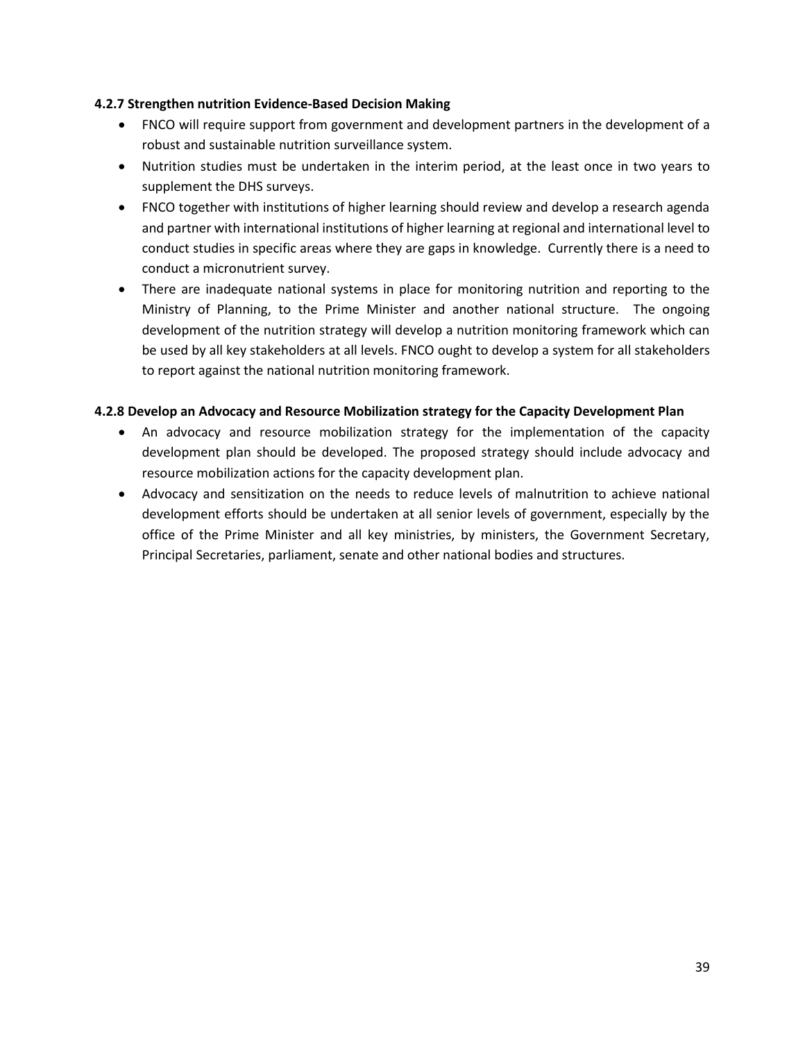#### 4.2.7 Strengthen nutrition Evidence-Based Decision Making

- FNCO will require support from government and development partners in the development of a robust and sustainable nutrition surveillance system.
- Nutrition studies must be undertaken in the interim period, at the least once in two years to supplement the DHS surveys.
- FNCO together with institutions of higher learning should review and develop a research agenda and partner with international institutions of higher learning at regional and international level to conduct studies in specific areas where they are gaps in knowledge. Currently there is a need to conduct a micronutrient survey.
- There are inadequate national systems in place for monitoring nutrition and reporting to the Ministry of Planning, to the Prime Minister and another national structure. The ongoing development of the nutrition strategy will develop a nutrition monitoring framework which can be used by all key stakeholders at all levels. FNCO ought to develop a system for all stakeholders to report against the national nutrition monitoring framework.

#### 4.2.8 Develop an Advocacy and Resource Mobilization strategy for the Capacity Development Plan

- An advocacy and resource mobilization strategy for the implementation of the capacity development plan should be developed. The proposed strategy should include advocacy and resource mobilization actions for the capacity development plan.
- Advocacy and sensitization on the needs to reduce levels of malnutrition to achieve national development efforts should be undertaken at all senior levels of government, especially by the office of the Prime Minister and all key ministries, by ministers, the Government Secretary, Principal Secretaries, parliament, senate and other national bodies and structures.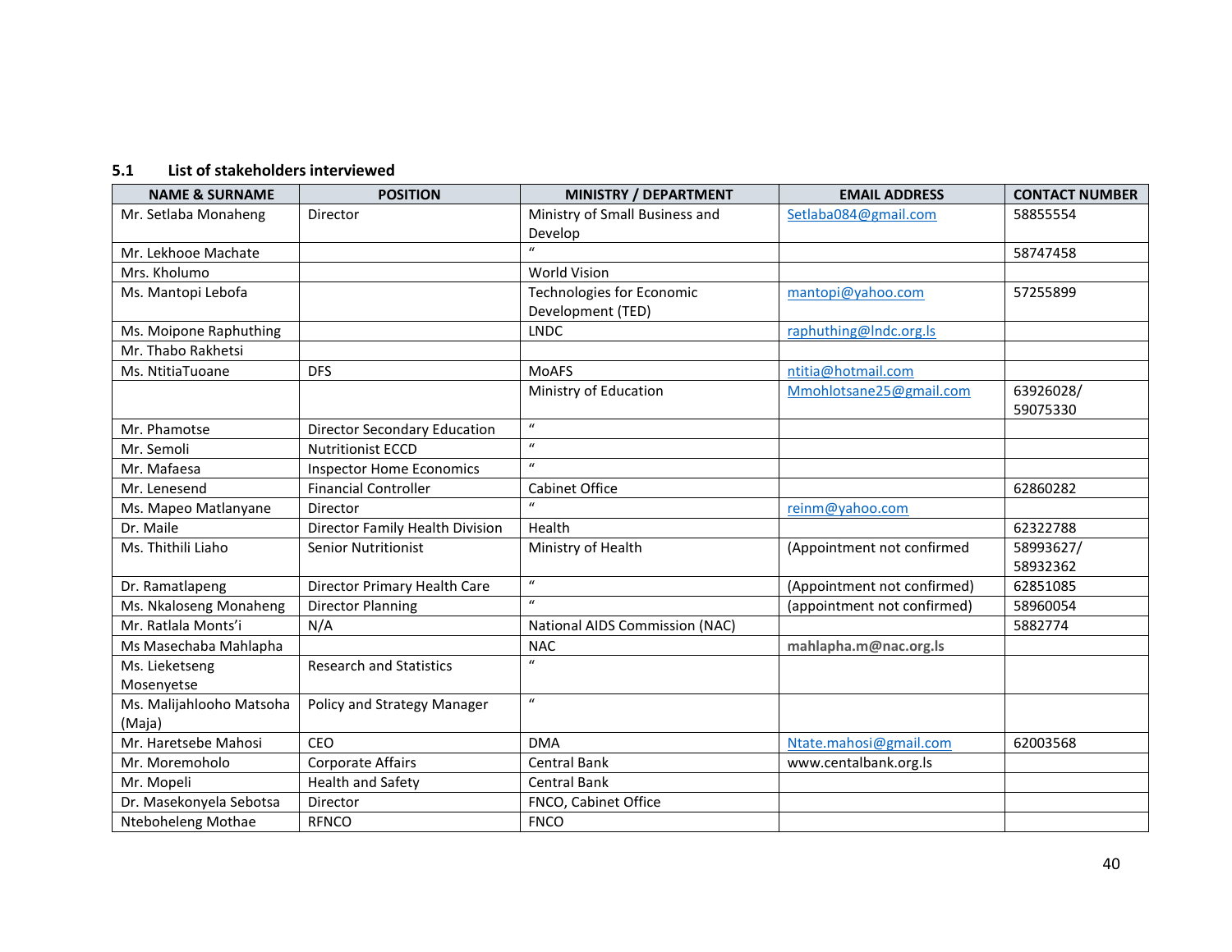### 5.1 List of stakeholders interviewed

| NAME & SURNAME | POSITION | MINISTRY / DEPARTMENT | EMAIL ADDRESS | CONTACT NUMBER |
|---|---|---|---|---|
| Mr. Setlaba Monaheng | Director | Ministry of Small Business and Develop | Setlaba084@gmail.com | 58855554 |
| Mr. Lekhooe Machate | | " | | 58747458 |
| Mrs. Kholumo | | World Vision | | |
| Ms. Mantopi Lebofa | | Technologies for Economic Development (TED) | mantopi@yahoo.com | 57255899 |
| Ms. Moipone Raphuthing | | LNDC | raphuthing@lndc.org.ls | |
| Mr. Thabo Rakhetsi | | | | |
| Ms. NtitiaTuoane | DFS | MoAFS | ntitia@hotmail.com | |
| | | Ministry of Education | Mmohlotsane25@gmail.com | 63926028/ 59075330 |
| Mr. Phamotse | Director Secondary Education | " | | |
| Mr. Semoli | Nutritionist ECCD | " | | |
| Mr. Mafaesa | Inspector Home Economics | " | | |
| Mr. Lenesend | Financial Controller | Cabinet Office | | 62860282 |
| Ms. Mapeo Matlanyane | Director | " | reinm@yahoo.com | |
| Dr. Maile | Director Family Health Division | Health | | 62322788 |
| Ms. Thithili Liaho | Senior Nutritionist | Ministry of Health | (Appointment not confirmed | 58993627/ 58932362 |
| Dr. Ramatlapeng | Director Primary Health Care | " | (Appointment not confirmed) | 62851085 |
| Ms. Nkaloseng Monaheng | Director Planning | " | (appointment not confirmed) | 58960054 |
| Mr. Ratlala Monts'i | N/A | National AIDS Commission (NAC) | | 5882774 |
| Ms Masechaba Mahlapha | | NAC | **mahlapha.m@nac.org.ls** | |
| Ms. Lieketseng Mosenyetse | Research and Statistics | " | | |
| Ms. Malijahlooho Matsoha (Maja) | Policy and Strategy Manager | " | | |
| Mr. Haretsebe Mahosi | CEO | DMA | Ntate.mahosi@gmail.com | 62003568 |
| Mr. Moremoholo | Corporate Affairs | Central Bank | www.centalbank.org.ls | |
| Mr. Mopeli | Health and Safety | Central Bank | | |
| Dr. Masekonyela Sebotsa | Director | FNCO, Cabinet Office | | |
| Nteboheleng Mothae | RFNCO | FNCO | | |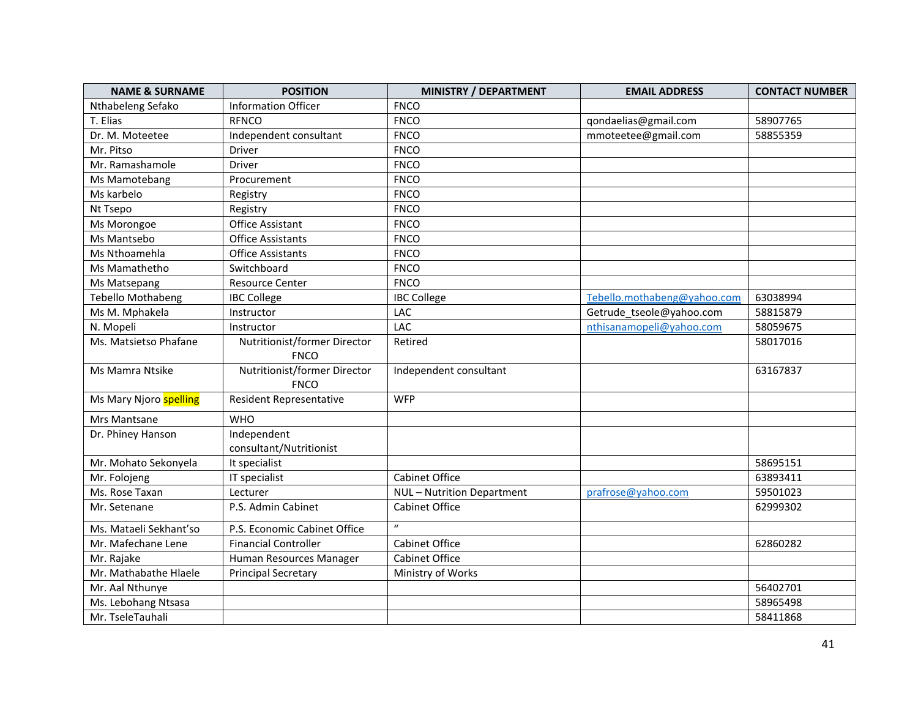| NAME & SURNAME | POSITION | MINISTRY / DEPARTMENT | EMAIL ADDRESS | CONTACT NUMBER |
|---|---|---|---|---|
| Nthabeleng Sefako | Information Officer | FNCO | | |
| T. Elias | RFNCO | FNCO | qondaelias@gmail.com | 58907765 |
| Dr. M. Moteetee | Independent consultant | FNCO | mmoteetee@gmail.com | 58855359 |
| Mr. Pitso | Driver | FNCO | | |
| Mr. Ramashamole | Driver | FNCO | | |
| Ms Mamotebang | Procurement | FNCO | | |
| Ms karbelo | Registry | FNCO | | |
| Nt Tsepo | Registry | FNCO | | |
| Ms Morongoe | Office Assistant | FNCO | | |
| Ms Mantsebo | Office Assistants | FNCO | | |
| Ms Nthoamehla | Office Assistants | FNCO | | |
| Ms Mamathetho | Switchboard | FNCO | | |
| Ms Matsepang | Resource Center | FNCO | | |
| Tebello Mothabeng | IBC College | IBC College | Tebello.mothabeng@yahoo.com | 63038994 |
| Ms M. Mphakela | Instructor | LAC | Getrude_tseole@yahoo.com | 58815879 |
| N. Mopeli | Instructor | LAC | nthisanamopeli@yahoo.com | 58059675 |
| Ms. Matsietso Phafane | Nutritionist/former Director FNCO | Retired | | 58017016 |
| Ms Mamra Ntsike | Nutritionist/former Director FNCO | Independent consultant | | 63167837 |
| Ms Mary Njoro spelling | Resident Representative | WFP | | |
| Mrs Mantsane | WHO | | | |
| Dr. Phiney Hanson | Independent consultant/Nutritionist | | | |
| Mr. Mohato Sekonyela | It specialist | | | 58695151 |
| Mr. Folojeng | IT specialist | Cabinet Office | | 63893411 |
| Ms. Rose Taxan | Lecturer | NUL – Nutrition Department | prafrose@yahoo.com | 59501023 |
| Mr. Setenane | P.S. Admin Cabinet | Cabinet Office | | 62999302 |
| Ms. Mataeli Sekhant'so | P.S. Economic Cabinet Office | " | | |
| Mr. Mafechane Lene | Financial Controller | Cabinet Office | | 62860282 |
| Mr. Rajake | Human Resources Manager | Cabinet Office | | |
| Mr. Mathabathe Hlaele | Principal Secretary | Ministry of Works | | |
| Mr. Aal Nthunye | | | | 56402701 |
| Ms. Lebohang Ntsasa | | | | 58965498 |
| Mr. TseleTauhali | | | | 58411868 |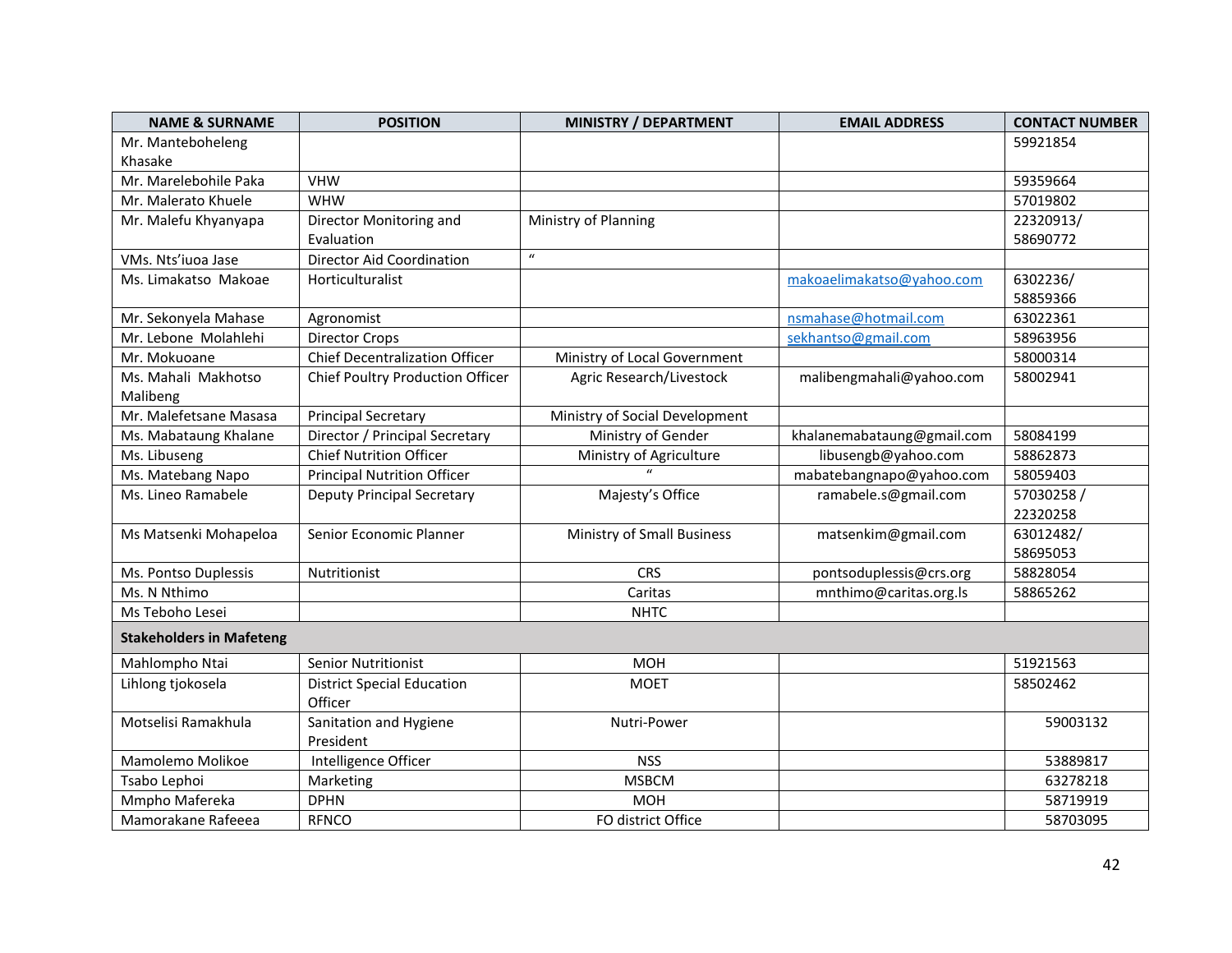| NAME & SURNAME | POSITION | MINISTRY / DEPARTMENT | EMAIL ADDRESS | CONTACT NUMBER |
|---|---|---|---|---|
| Mr. Manteboheleng Khasake | | | | 59921854 |
| Mr. Marelebohile Paka | VHW | | | 59359664 |
| Mr. Malerato Khuele | WHW | | | 57019802 |
| Mr. Malefu Khyanyapa | Director Monitoring and Evaluation | Ministry of Planning | | 22320913/ 58690772 |
| VMs. Nts'iuoa Jase | Director Aid Coordination | " | | |
| Ms. Limakatso Makoae | Horticulturalist | | makoaelimakatso@yahoo.com | 6302236/ 58859366 |
| Mr. Sekonyela Mahase | Agronomist | | nsmahase@hotmail.com | 63022361 |
| Mr. Lebone Molahlehi | Director Crops | | sekhantso@gmail.com | 58963956 |
| Mr. Mokuoane | Chief Decentralization Officer | Ministry of Local Government | | 58000314 |
| Ms. Mahali Makhotso Malibeng | Chief Poultry Production Officer | Agric Research/Livestock | malibengmahali@yahoo.com | 58002941 |
| Mr. Malefetsane Masasa | Principal Secretary | Ministry of Social Development | | |
| Ms. Mabataung Khalane | Director / Principal Secretary | Ministry of Gender | khalanemabataung@gmail.com | 58084199 |
| Ms. Libuseng | Chief Nutrition Officer | Ministry of Agriculture | libusengb@yahoo.com | 58862873 |
| Ms. Matebang Napo | Principal Nutrition Officer | " | mabatebangnapo@yahoo.com | 58059403 |
| Ms. Lineo Ramabele | Deputy Principal Secretary | Majesty's Office | ramabele.s@gmail.com | 57030258 / 22320258 |
| Ms Matsenki Mohapeloa | Senior Economic Planner | Ministry of Small Business | matsenkim@gmail.com | 63012482/ 58695053 |
| Ms. Pontso Duplessis | Nutritionist | CRS | pontsoduplessis@crs.org | 58828054 |
| Ms. N Nthimo | | Caritas | mnthimo@caritas.org.ls | 58865262 |
| Ms Teboho Lesei | | NHTC | | |
| **Stakeholders in Mafeteng** | | | | |
| Mahlompho Ntai | Senior Nutritionist | MOH | | 51921563 |
| Lihlong tjokosela | District Special Education Officer | MOET | | 58502462 |
| Motselisi Ramakhula | Sanitation and Hygiene President | Nutri-Power | | 59003132 |
| Mamolemo Molikoe | Intelligence Officer | NSS | | 53889817 |
| Tsabo Lephoi | Marketing | MSBCM | | 63278218 |
| Mmpho Mafereka | DPHN | MOH | | 58719919 |
| Mamorakane Rafeeea | RFNCO | FO district Office | | 58703095 |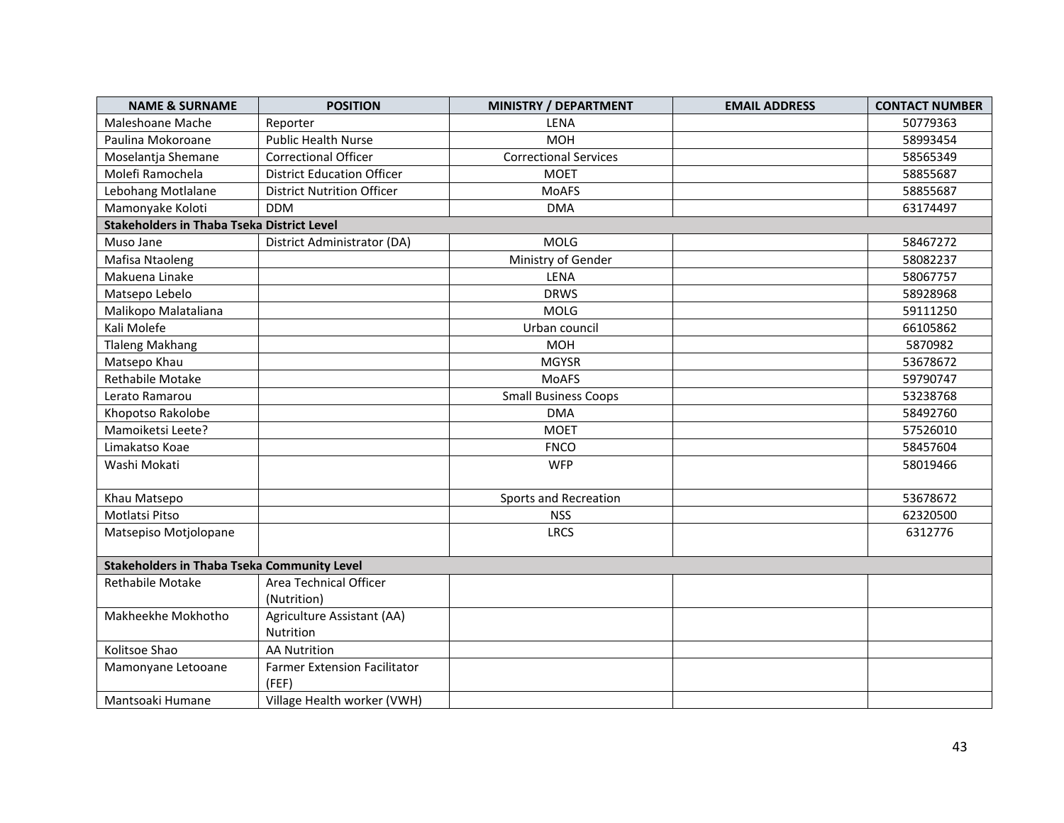| NAME & SURNAME | POSITION | MINISTRY / DEPARTMENT | EMAIL ADDRESS | CONTACT NUMBER |
|---|---|---|---|---|
| Maleshoane Mache | Reporter | LENA | | 50779363 |
| Paulina Mokoroane | Public Health Nurse | MOH | | 58993454 |
| Moselantja Shemane | Correctional Officer | Correctional Services | | 58565349 |
| Molefi Ramochela | District Education Officer | MOET | | 58855687 |
| Lebohang Motlalane | District Nutrition Officer | MoAFS | | 58855687 |
| Mamonyake Koloti | DDM | DMA | | 63174497 |
| **Stakeholders in Thaba Tseka District Level** | | | | |
| Muso Jane | District Administrator (DA) | MOLG | | 58467272 |
| Mafisa Ntaoleng | | Ministry of Gender | | 58082237 |
| Makuena Linake | | LENA | | 58067757 |
| Matsepo Lebelo | | DRWS | | 58928968 |
| Malikopo Malataliana | | MOLG | | 59111250 |
| Kali Molefe | | Urban council | | 66105862 |
| Tlaleng Makhang | | MOH | | 5870982 |
| Matsepo Khau | | MGYSR | | 53678672 |
| Rethabile Motake | | MoAFS | | 59790747 |
| Lerato Ramarou | | Small Business Coops | | 53238768 |
| Khopotso Rakolobe | | DMA | | 58492760 |
| Mamoiketsi Leete? | | MOET | | 57526010 |
| Limakatso Koae | | FNCO | | 58457604 |
| Washi Mokati | | WFP | | 58019466 |
| Khau Matsepo | | Sports and Recreation | | 53678672 |
| Motlatsi Pitso | | NSS | | 62320500 |
| Matsepiso Motjolopane | | LRCS | | 6312776 |
| **Stakeholders in Thaba Tseka Community Level** | | | | |
| Rethabile Motake | Area Technical Officer (Nutrition) | | | |
| Makheekhe Mokhotho | Agriculture Assistant (AA) Nutrition | | | |
| Kolitsoe Shao | AA Nutrition | | | |
| Mamonyane Letooane | Farmer Extension Facilitator (FEF) | | | |
| Mantsoaki Humane | Village Health worker (VWH) | | | |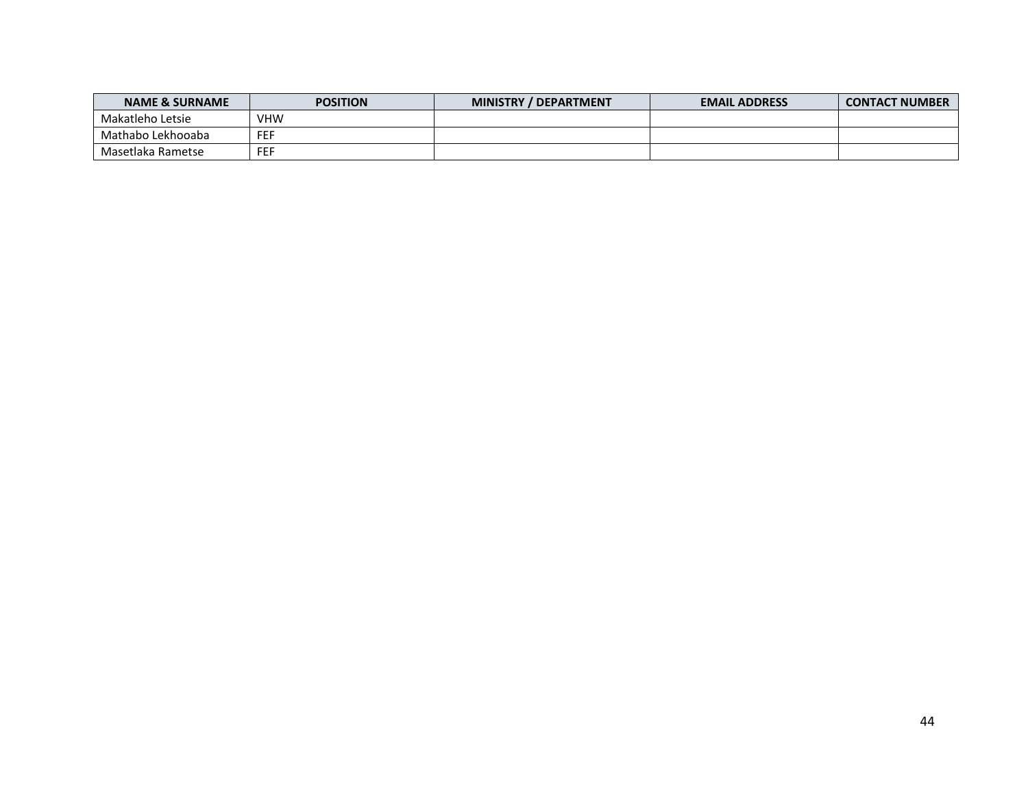| NAME & SURNAME | POSITION | MINISTRY / DEPARTMENT | EMAIL ADDRESS | CONTACT NUMBER |
|---|---|---|---|---|
| Makatleho Letsie | VHW | | | |
| Mathabo Lekhooaba | FEF | | | |
| Masetlaka Rametse | FEF | | | |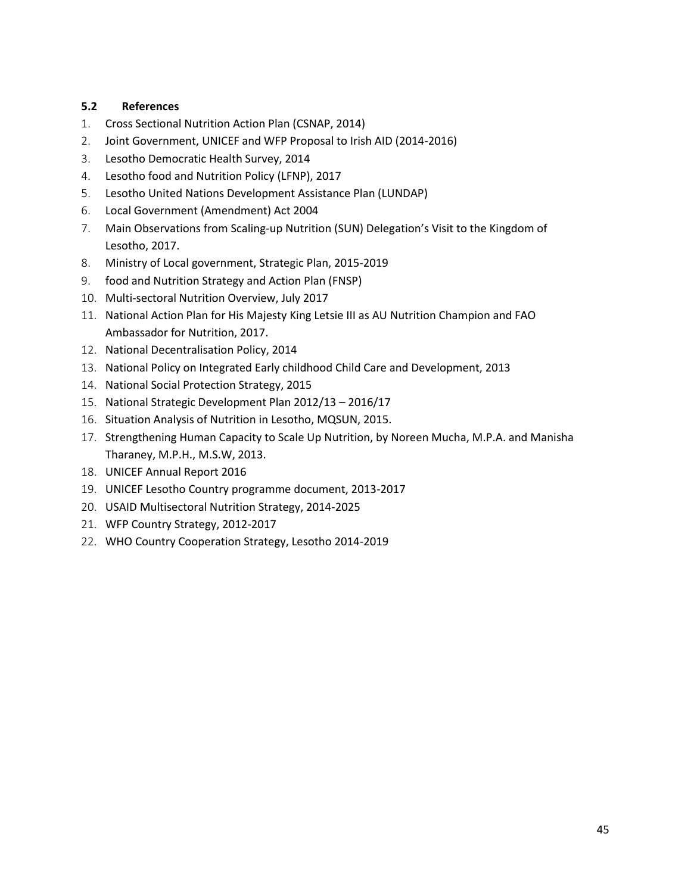### 5.2 References

1. Cross Sectional Nutrition Action Plan (CSNAP, 2014)
2. Joint Government, UNICEF and WFP Proposal to Irish AID (2014-2016)
3. Lesotho Democratic Health Survey, 2014
4. Lesotho food and Nutrition Policy (LFNP), 2017
5. Lesotho United Nations Development Assistance Plan (LUNDAP)
6. Local Government (Amendment) Act 2004
7. Main Observations from Scaling-up Nutrition (SUN) Delegation's Visit to the Kingdom of Lesotho, 2017.
8. Ministry of Local government, Strategic Plan, 2015-2019
9. food and Nutrition Strategy and Action Plan (FNSP)
10. Multi-sectoral Nutrition Overview, July 2017
11. National Action Plan for His Majesty King Letsie III as AU Nutrition Champion and FAO Ambassador for Nutrition, 2017.
12. National Decentralisation Policy, 2014
13. National Policy on Integrated Early childhood Child Care and Development, 2013
14. National Social Protection Strategy, 2015
15. National Strategic Development Plan 2012/13 – 2016/17
16. Situation Analysis of Nutrition in Lesotho, MQSUN, 2015.
17. Strengthening Human Capacity to Scale Up Nutrition, by Noreen Mucha, M.P.A. and Manisha Tharaney, M.P.H., M.S.W, 2013.
18. UNICEF Annual Report 2016
19. UNICEF Lesotho Country programme document, 2013-2017
20. USAID Multisectoral Nutrition Strategy, 2014-2025
21. WFP Country Strategy, 2012-2017
22. WHO Country Cooperation Strategy, Lesotho 2014-2019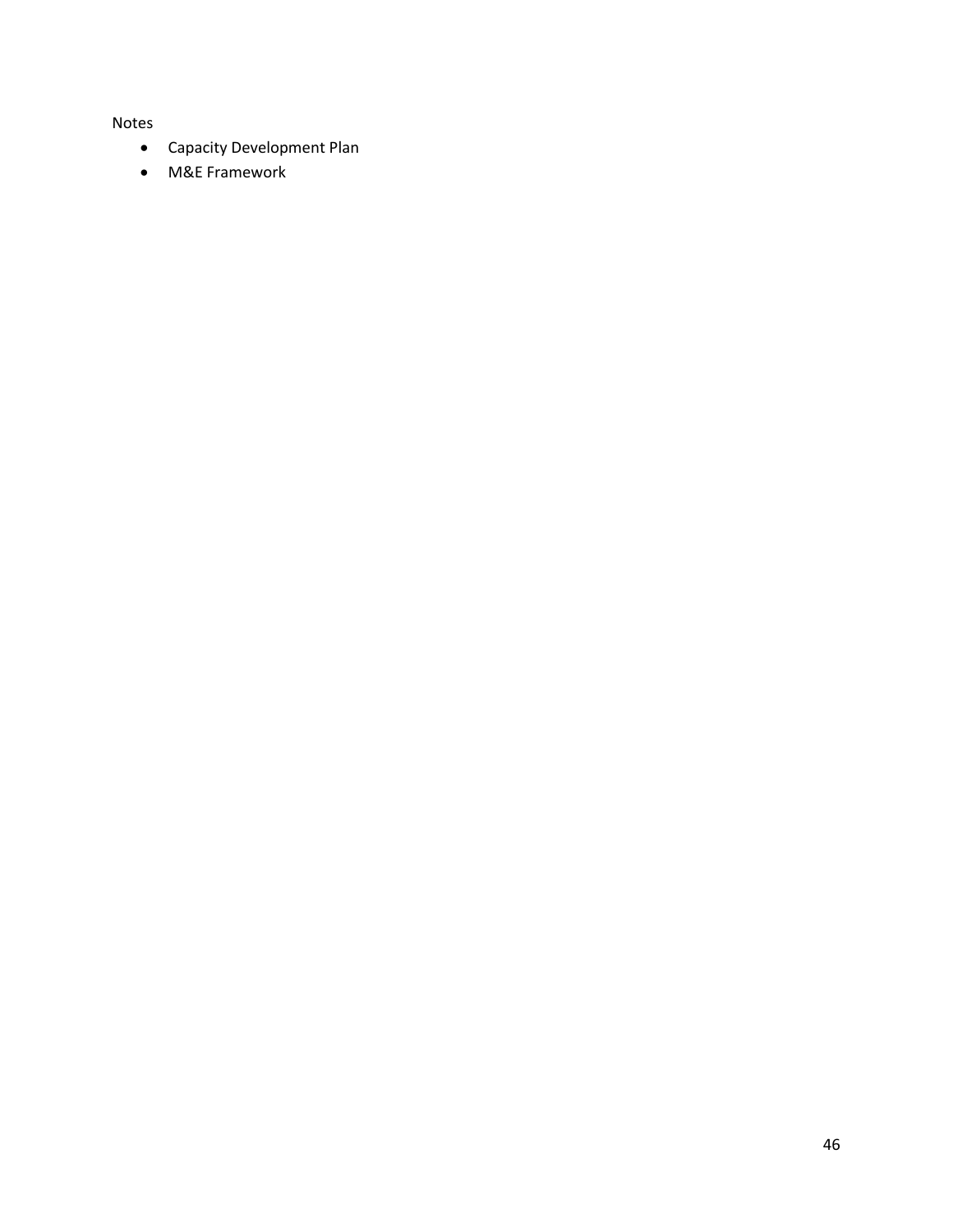Notes

- Capacity Development Plan
- M&E Framework